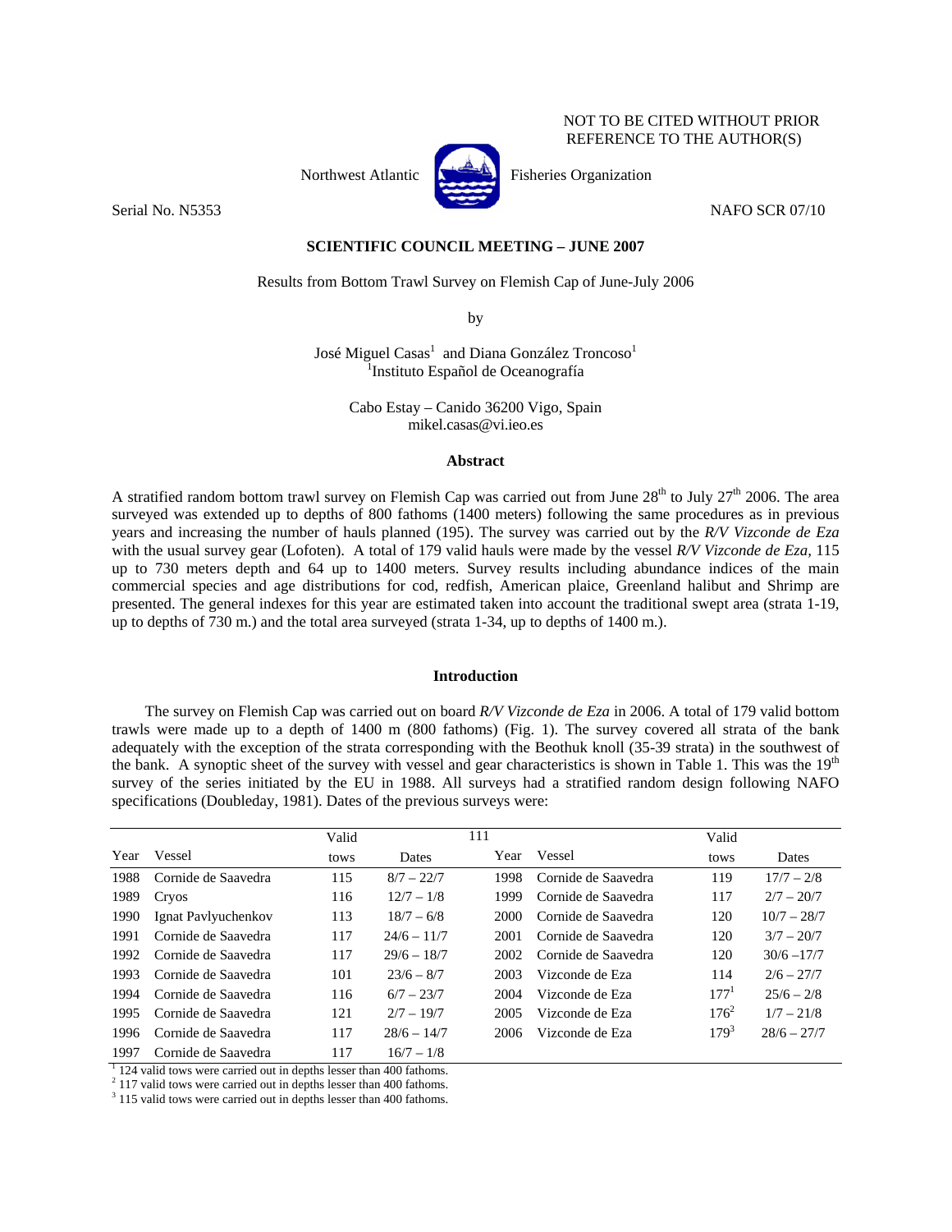NOT TO BE CITED WITHOUT PRIOR REFERENCE TO THE AUTHOR(S)

Northwest Atlantic Fisheries Organization

Serial No. N5353 NAFO SCR 07/10

## SCIENTIFIC COUNCIL MEETING – JUNE 2007

### Results from Bottom Trawl Survey on Flemish Cap of June-July 2006

by

José Miguel Casas[1] and Diana González Troncoso[1]

[1]Instituto Español de Oceanografía

Cabo Estay – Canido 36200 Vigo, Spain
mikel.casas@vi.ieo.es

### Abstract

A stratified random bottom trawl survey on Flemish Cap was carried out from June 28[th] to July 27[th] 2006. The area surveyed was extended up to depths of 800 fathoms (1400 meters) following the same procedures as in previous years and increasing the number of hauls planned (195). The survey was carried out by the *R/V Vizconde de Eza* with the usual survey gear (Lofoten). A total of 179 valid hauls were made by the vessel *R/V Vizconde de Eza*, 115 up to 730 meters depth and 64 up to 1400 meters. Survey results including abundance indices of the main commercial species and age distributions for cod, redfish, American plaice, Greenland halibut and Shrimp are presented. The general indexes for this year are estimated taken into account the traditional swept area (strata 1-19, up to depths of 730 m.) and the total area surveyed (strata 1-34, up to depths of 1400 m.).

### Introduction

The survey on Flemish Cap was carried out on board *R/V Vizconde de Eza* in 2006. A total of 179 valid bottom trawls were made up to a depth of 1400 m (800 fathoms) (Fig. 1). The survey covered all strata of the bank adequately with the exception of the strata corresponding with the Beothuk knoll (35-39 strata) in the southwest of the bank. A synoptic sheet of the survey with vessel and gear characteristics is shown in Table 1. This was the 19[th] survey of the series initiated by the EU in 1988. All surveys had a stratified random design following NAFO specifications (Doubleday, 1981). Dates of the previous surveys were:

| Year | Vessel | Valid tows | Dates | Year | Vessel | Valid tows | Dates |
|---|---|---|---|---|---|---|---|
| 1988 | Cornide de Saavedra | 115 | 8/7 – 22/7 | 1998 | Cornide de Saavedra | 119 | 17/7 – 2/8 |
| 1989 | Cryos | 116 | 12/7 – 1/8 | 1999 | Cornide de Saavedra | 117 | 2/7 – 20/7 |
| 1990 | Ignat Pavlyuchenkov | 113 | 18/7 – 6/8 | 2000 | Cornide de Saavedra | 120 | 10/7 – 28/7 |
| 1991 | Cornide de Saavedra | 117 | 24/6 – 11/7 | 2001 | Cornide de Saavedra | 120 | 3/7 – 20/7 |
| 1992 | Cornide de Saavedra | 117 | 29/6 – 18/7 | 2002 | Cornide de Saavedra | 120 | 30/6 –17/7 |
| 1993 | Cornide de Saavedra | 101 | 23/6 – 8/7 | 2003 | Vizconde de Eza | 114 | 2/6 – 27/7 |
| 1994 | Cornide de Saavedra | 116 | 6/7 – 23/7 | 2004 | Vizconde de Eza | 177[1] | 25/6 – 2/8 |
| 1995 | Cornide de Saavedra | 121 | 2/7 – 19/7 | 2005 | Vizconde de Eza | 176[2] | 1/7 – 21/8 |
| 1996 | Cornide de Saavedra | 117 | 28/6 – 14/7 | 2006 | Vizconde de Eza | 179[3] | 28/6 – 27/7 |
| 1997 | Cornide de Saavedra | 117 | 16/7 – 1/8 | | | | |

[1] 124 valid tows were carried out in depths lesser than 400 fathoms.
[2] 117 valid tows were carried out in depths lesser than 400 fathoms.
[3] 115 valid tows were carried out in depths lesser than 400 fathoms.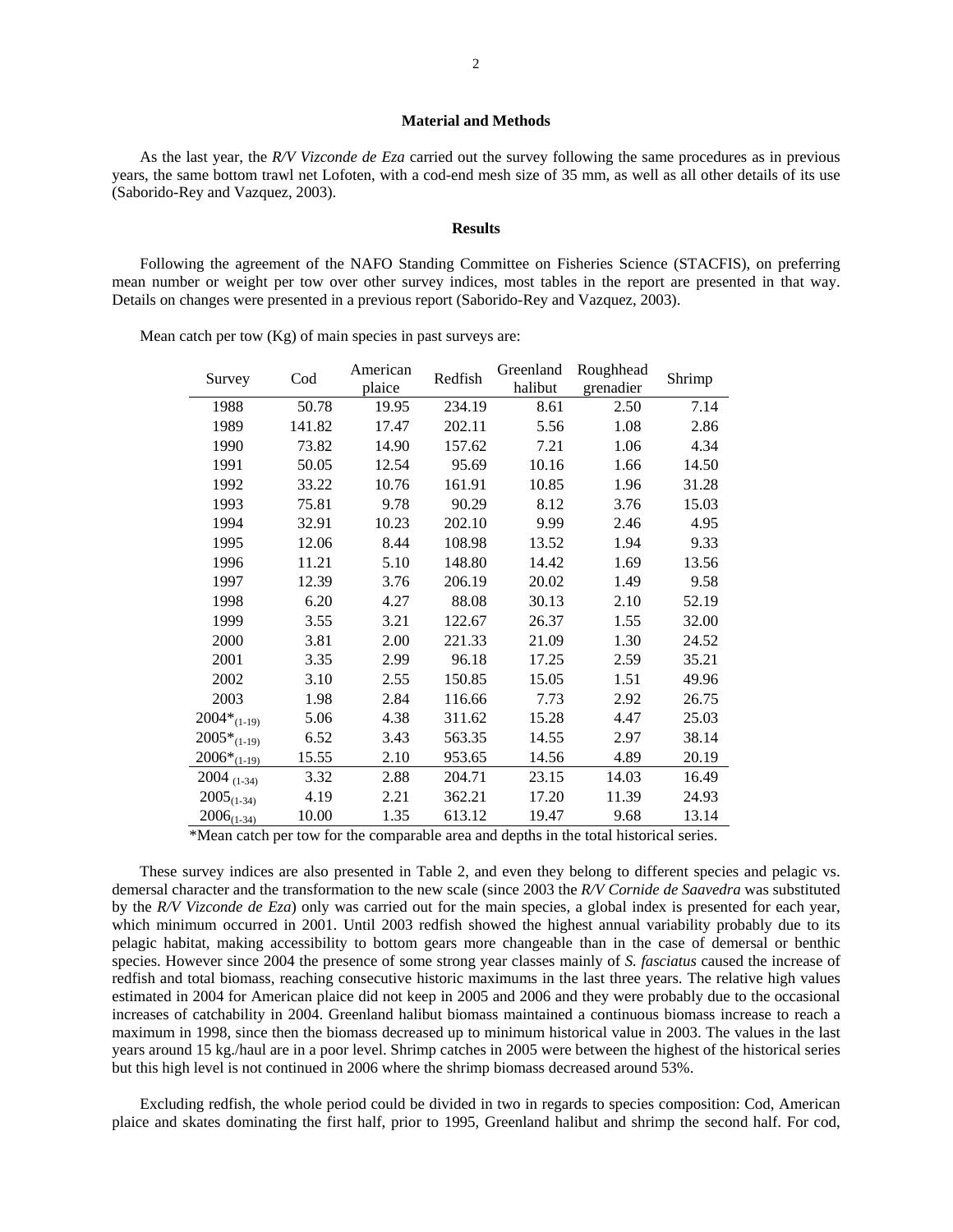### Material and Methods

As the last year, the *R/V Vizconde de Eza* carried out the survey following the same procedures as in previous years, the same bottom trawl net Lofoten, with a cod-end mesh size of 35 mm, as well as all other details of its use (Saborido-Rey and Vazquez, 2003).

### Results

Following the agreement of the NAFO Standing Committee on Fisheries Science (STACFIS), on preferring mean number or weight per tow over other survey indices, most tables in the report are presented in that way. Details on changes were presented in a previous report (Saborido-Rey and Vazquez, 2003).

Mean catch per tow (Kg) of main species in past surveys are:

| Survey | Cod | American plaice | Redfish | Greenland halibut | Roughhead grenadier | Shrimp |
|---|---|---|---|---|---|---|
| 1988 | 50.78 | 19.95 | 234.19 | 8.61 | 2.50 | 7.14 |
| 1989 | 141.82 | 17.47 | 202.11 | 5.56 | 1.08 | 2.86 |
| 1990 | 73.82 | 14.90 | 157.62 | 7.21 | 1.06 | 4.34 |
| 1991 | 50.05 | 12.54 | 95.69 | 10.16 | 1.66 | 14.50 |
| 1992 | 33.22 | 10.76 | 161.91 | 10.85 | 1.96 | 31.28 |
| 1993 | 75.81 | 9.78 | 90.29 | 8.12 | 3.76 | 15.03 |
| 1994 | 32.91 | 10.23 | 202.10 | 9.99 | 2.46 | 4.95 |
| 1995 | 12.06 | 8.44 | 108.98 | 13.52 | 1.94 | 9.33 |
| 1996 | 11.21 | 5.10 | 148.80 | 14.42 | 1.69 | 13.56 |
| 1997 | 12.39 | 3.76 | 206.19 | 20.02 | 1.49 | 9.58 |
| 1998 | 6.20 | 4.27 | 88.08 | 30.13 | 2.10 | 52.19 |
| 1999 | 3.55 | 3.21 | 122.67 | 26.37 | 1.55 | 32.00 |
| 2000 | 3.81 | 2.00 | 221.33 | 21.09 | 1.30 | 24.52 |
| 2001 | 3.35 | 2.99 | 96.18 | 17.25 | 2.59 | 35.21 |
| 2002 | 3.10 | 2.55 | 150.85 | 15.05 | 1.51 | 49.96 |
| 2003 | 1.98 | 2.84 | 116.66 | 7.73 | 2.92 | 26.75 |
| $2004^*_{(1-19)}$ | 5.06 | 4.38 | 311.62 | 15.28 | 4.47 | 25.03 |
| $2005^*_{(1-19)}$ | 6.52 | 3.43 | 563.35 | 14.55 | 2.97 | 38.14 |
| $2006^*_{(1-19)}$ | 15.55 | 2.10 | 953.65 | 14.56 | 4.89 | 20.19 |
| $2004_{(1-34)}$ | 3.32 | 2.88 | 204.71 | 23.15 | 14.03 | 16.49 |
| $2005_{(1-34)}$ | 4.19 | 2.21 | 362.21 | 17.20 | 11.39 | 24.93 |
| $2006_{(1-34)}$ | 10.00 | 1.35 | 613.12 | 19.47 | 9.68 | 13.14 |

*Mean catch per tow for the comparable area and depths in the total historical series.

These survey indices are also presented in Table 2, and even they belong to different species and pelagic vs. demersal character and the transformation to the new scale (since 2003 the *R/V Cornide de Saavedra* was substituted by the *R/V Vizconde de Eza*) only was carried out for the main species, a global index is presented for each year, which minimum occurred in 2001. Until 2003 redfish showed the highest annual variability probably due to its pelagic habitat, making accessibility to bottom gears more changeable than in the case of demersal or benthic species. However since 2004 the presence of some strong year classes mainly of *S. fasciatus* caused the increase of redfish and total biomass, reaching consecutive historic maximums in the last three years. The relative high values estimated in 2004 for American plaice did not keep in 2005 and 2006 and they were probably due to the occasional increases of catchability in 2004. Greenland halibut biomass maintained a continuous biomass increase to reach a maximum in 1998, since then the biomass decreased up to minimum historical value in 2003. The values in the last years around 15 kg./haul are in a poor level. Shrimp catches in 2005 were between the highest of the historical series but this high level is not continued in 2006 where the shrimp biomass decreased around 53%.

Excluding redfish, the whole period could be divided in two in regards to species composition: Cod, American plaice and skates dominating the first half, prior to 1995, Greenland halibut and shrimp the second half. For cod,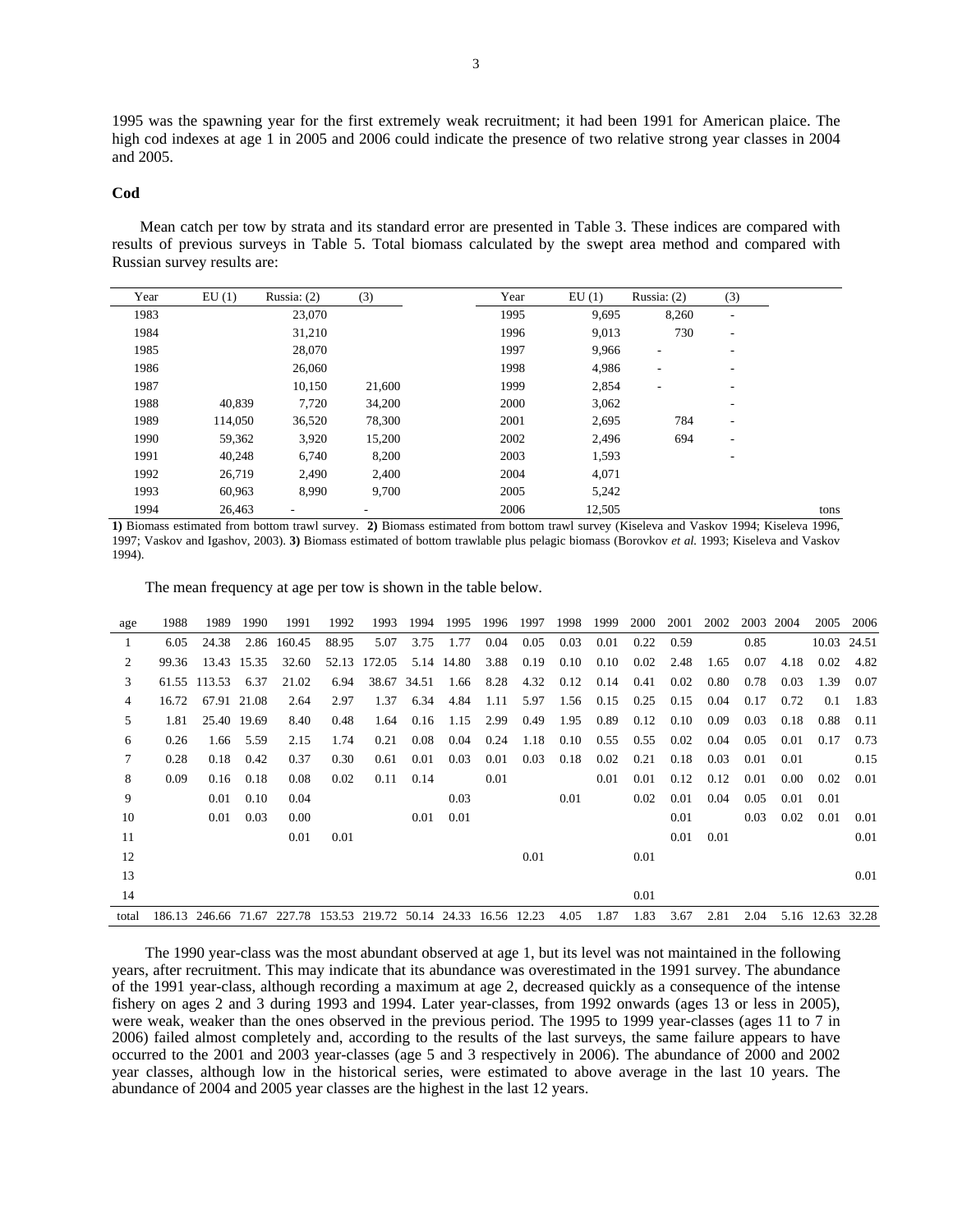1995 was the spawning year for the first extremely weak recruitment; it had been 1991 for American plaice. The high cod indexes at age 1 in 2005 and 2006 could indicate the presence of two relative strong year classes in 2004 and 2005.

**Cod**

Mean catch per tow by strata and its standard error are presented in Table 3. These indices are compared with results of previous surveys in Table 5. Total biomass calculated by the swept area method and compared with Russian survey results are:

| Year | EU (1) | Russia: (2) | (3) | Year | EU (1) | Russia: (2) | (3) |
|---|---|---|---|---|---|---|---|
| 1983 | | 23,070 | | 1995 | 9,695 | 8,260 | - |
| 1984 | | 31,210 | | 1996 | 9,013 | 730 | - |
| 1985 | | 28,070 | | 1997 | 9,966 | - | - |
| 1986 | | 26,060 | | 1998 | 4,986 | - | - |
| 1987 | | 10,150 | 21,600 | 1999 | 2,854 | - | - |
| 1988 | 40,839 | 7,720 | 34,200 | 2000 | 3,062 | | - |
| 1989 | 114,050 | 36,520 | 78,300 | 2001 | 2,695 | 784 | - |
| 1990 | 59,362 | 3,920 | 15,200 | 2002 | 2,496 | 694 | - |
| 1991 | 40,248 | 6,740 | 8,200 | 2003 | 1,593 | | - |
| 1992 | 26,719 | 2,490 | 2,400 | 2004 | 4,071 | | |
| 1993 | 60,963 | 8,990 | 9,700 | 2005 | 5,242 | | |
| 1994 | 26,463 | - | - | 2006 | 12,505 | | tons |

**1)** Biomass estimated from bottom trawl survey. **2)** Biomass estimated from bottom trawl survey (Kiseleva and Vaskov 1994; Kiseleva 1996, 1997; Vaskov and Igashov, 2003). **3)** Biomass estimated of bottom trawlable plus pelagic biomass (Borovkov *et al.* 1993; Kiseleva and Vaskov 1994).

The mean frequency at age per tow is shown in the table below.

| age | 1988 | 1989 | 1990 | 1991 | 1992 | 1993 | 1994 | 1995 | 1996 | 1997 | 1998 | 1999 | 2000 | 2001 | 2002 | 2003 | 2004 | 2005 | 2006 |
|---|---|---|---|---|---|---|---|---|---|---|---|---|---|---|---|---|---|---|---|
| 1 | 6.05 | 24.38 | 2.86 | 160.45 | 88.95 | 5.07 | 3.75 | 1.77 | 0.04 | 0.05 | 0.03 | 0.01 | 0.22 | 0.59 | | 0.85 | | 10.03 | 24.51 |
| 2 | 99.36 | 13.43 | 15.35 | 32.60 | 52.13 | 172.05 | 5.14 | 14.80 | 3.88 | 0.19 | 0.10 | 0.10 | 0.02 | 2.48 | 1.65 | 0.07 | 4.18 | 0.02 | 4.82 |
| 3 | 61.55 | 113.53 | 6.37 | 21.02 | 6.94 | 38.67 | 34.51 | 1.66 | 8.28 | 4.32 | 0.12 | 0.14 | 0.41 | 0.02 | 0.80 | 0.78 | 0.03 | 1.39 | 0.07 |
| 4 | 16.72 | 67.91 | 21.08 | 2.64 | 2.97 | 1.37 | 6.34 | 4.84 | 1.11 | 5.97 | 1.56 | 0.15 | 0.25 | 0.15 | 0.04 | 0.17 | 0.72 | 0.1 | 1.83 |
| 5 | 1.81 | 25.40 | 19.69 | 8.40 | 0.48 | 1.64 | 0.16 | 1.15 | 2.99 | 0.49 | 1.95 | 0.89 | 0.12 | 0.10 | 0.09 | 0.03 | 0.18 | 0.88 | 0.11 |
| 6 | 0.26 | 1.66 | 5.59 | 2.15 | 1.74 | 0.21 | 0.08 | 0.04 | 0.24 | 1.18 | 0.10 | 0.55 | 0.55 | 0.02 | 0.04 | 0.05 | 0.01 | 0.17 | 0.73 |
| 7 | 0.28 | 0.18 | 0.42 | 0.37 | 0.30 | 0.61 | 0.01 | 0.03 | 0.01 | 0.03 | 0.18 | 0.02 | 0.21 | 0.18 | 0.03 | 0.01 | 0.01 | | 0.15 |
| 8 | 0.09 | 0.16 | 0.18 | 0.08 | 0.02 | 0.11 | 0.14 | | 0.01 | | | 0.01 | 0.01 | 0.12 | 0.12 | 0.01 | 0.00 | 0.02 | 0.01 |
| 9 | | 0.01 | 0.10 | 0.04 | | | | 0.03 | | | 0.01 | | 0.02 | 0.01 | 0.04 | 0.05 | 0.01 | 0.01 | |
| 10 | | 0.01 | 0.03 | 0.00 | | | 0.01 | 0.01 | | | | | | 0.01 | | 0.03 | 0.02 | 0.01 | 0.01 |
| 11 | | | | 0.01 | 0.01 | | | | | | | | | 0.01 | 0.01 | | | | 0.01 |
| 12 | | | | | | | | | | 0.01 | | | 0.01 | | | | | | |
| 13 | | | | | | | | | | | | | | | | | | | 0.01 |
| 14 | | | | | | | | | | | | | 0.01 | | | | | | |
| total | 186.13 | 246.66 | 71.67 | 227.78 | 153.53 | 219.72 | 50.14 | 24.33 | 16.56 | 12.23 | 4.05 | 1.87 | 1.83 | 3.67 | 2.81 | 2.04 | 5.16 | 12.63 | 32.28 |

The 1990 year-class was the most abundant observed at age 1, but its level was not maintained in the following years, after recruitment. This may indicate that its abundance was overestimated in the 1991 survey. The abundance of the 1991 year-class, although recording a maximum at age 2, decreased quickly as a consequence of the intense fishery on ages 2 and 3 during 1993 and 1994. Later year-classes, from 1992 onwards (ages 13 or less in 2005), were weak, weaker than the ones observed in the previous period. The 1995 to 1999 year-classes (ages 11 to 7 in 2006) failed almost completely and, according to the results of the last surveys, the same failure appears to have occurred to the 2001 and 2003 year-classes (age 5 and 3 respectively in 2006). The abundance of 2000 and 2002 year classes, although low in the historical series, were estimated to above average in the last 10 years. The abundance of 2004 and 2005 year classes are the highest in the last 12 years.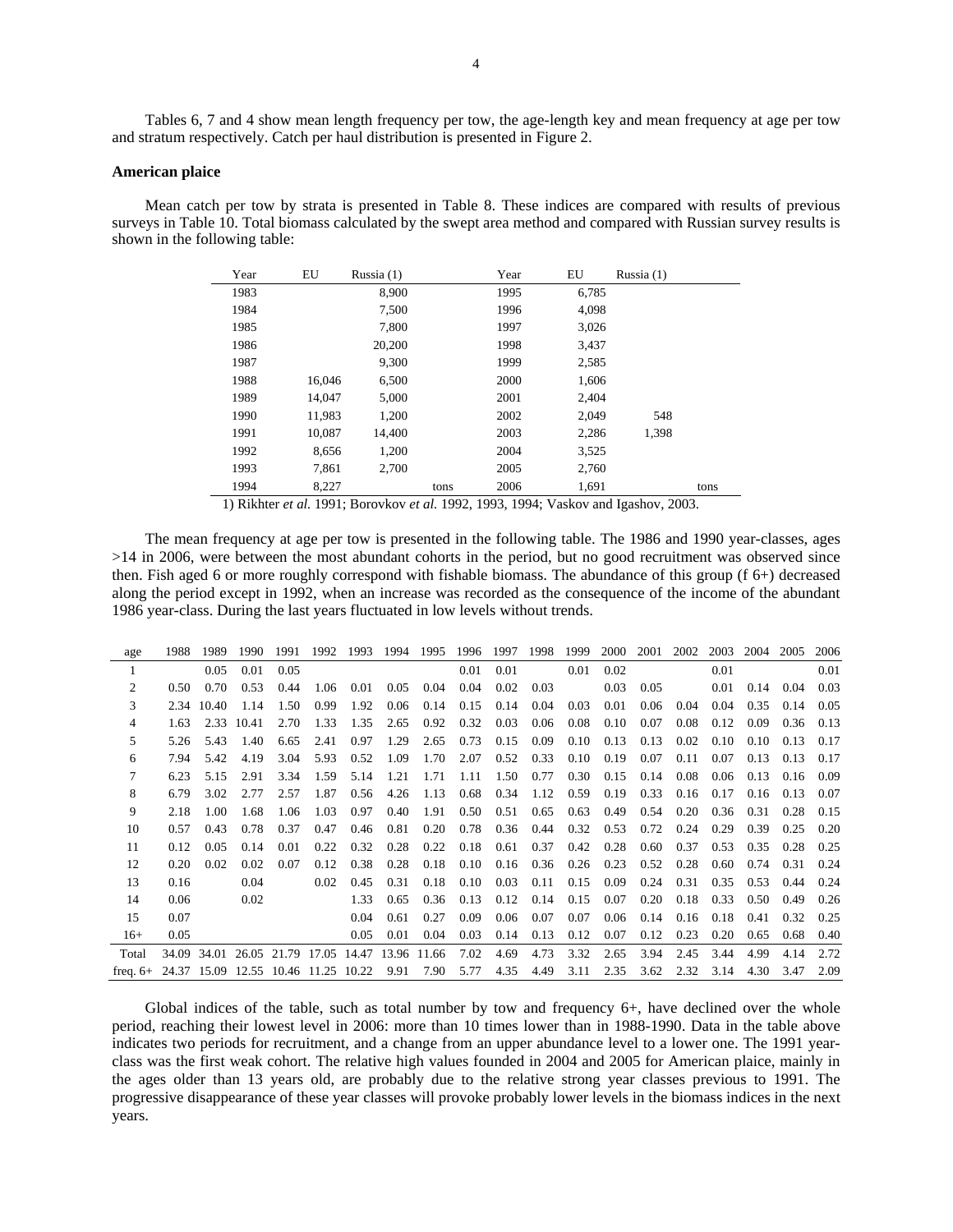Tables 6, 7 and 4 show mean length frequency per tow, the age-length key and mean frequency at age per tow and stratum respectively. Catch per haul distribution is presented in Figure 2.

**American plaice**

Mean catch per tow by strata is presented in Table 8. These indices are compared with results of previous surveys in Table 10. Total biomass calculated by the swept area method and compared with Russian survey results is shown in the following table:

| Year | EU | Russia (1) | | Year | EU | Russia (1) | |
|---|---|---|---|---|---|---|---|
| 1983 | | 8,900 | | 1995 | 6,785 | | |
| 1984 | | 7,500 | | 1996 | 4,098 | | |
| 1985 | | 7,800 | | 1997 | 3,026 | | |
| 1986 | | 20,200 | | 1998 | 3,437 | | |
| 1987 | | 9,300 | | 1999 | 2,585 | | |
| 1988 | 16,046 | 6,500 | | 2000 | 1,606 | | |
| 1989 | 14,047 | 5,000 | | 2001 | 2,404 | | |
| 1990 | 11,983 | 1,200 | | 2002 | 2,049 | 548 | |
| 1991 | 10,087 | 14,400 | | 2003 | 2,286 | 1,398 | |
| 1992 | 8,656 | 1,200 | | 2004 | 3,525 | | |
| 1993 | 7,861 | 2,700 | | 2005 | 2,760 | | |
| 1994 | 8,227 | | tons | 2006 | 1,691 | | tons |

1) Rikhter *et al.* 1991; Borovkov *et al.* 1992, 1993, 1994; Vaskov and Igashov, 2003.

The mean frequency at age per tow is presented in the following table. The 1986 and 1990 year-classes, ages >14 in 2006, were between the most abundant cohorts in the period, but no good recruitment was observed since then. Fish aged 6 or more roughly correspond with fishable biomass. The abundance of this group (f 6+) decreased along the period except in 1992, when an increase was recorded as the consequence of the income of the abundant 1986 year-class. During the last years fluctuated in low levels without trends.

| age | 1988 | 1989 | 1990 | 1991 | 1992 | 1993 | 1994 | 1995 | 1996 | 1997 | 1998 | 1999 | 2000 | 2001 | 2002 | 2003 | 2004 | 2005 | 2006 |
|---|---|---|---|---|---|---|---|---|---|---|---|---|---|---|---|---|---|---|---|
| 1 | | 0.05 | 0.01 | 0.05 | | | | | 0.01 | 0.01 | | 0.01 | 0.02 | | | 0.01 | | | 0.01 |
| 2 | 0.50 | 0.70 | 0.53 | 0.44 | 1.06 | 0.01 | 0.05 | 0.04 | 0.04 | 0.02 | 0.03 | | 0.03 | 0.05 | | 0.01 | 0.14 | 0.04 | 0.03 |
| 3 | 2.34 | 10.40 | 1.14 | 1.50 | 0.99 | 1.92 | 0.06 | 0.14 | 0.15 | 0.14 | 0.04 | 0.03 | 0.01 | 0.06 | 0.04 | 0.04 | 0.35 | 0.14 | 0.05 |
| 4 | 1.63 | 2.33 | 10.41 | 2.70 | 1.33 | 1.35 | 2.65 | 0.92 | 0.32 | 0.03 | 0.06 | 0.08 | 0.10 | 0.07 | 0.08 | 0.12 | 0.09 | 0.36 | 0.13 |
| 5 | 5.26 | 5.43 | 1.40 | 6.65 | 2.41 | 0.97 | 1.29 | 2.65 | 0.73 | 0.15 | 0.09 | 0.10 | 0.13 | 0.13 | 0.02 | 0.10 | 0.10 | 0.13 | 0.17 |
| 6 | 7.94 | 5.42 | 4.19 | 3.04 | 5.93 | 0.52 | 1.09 | 1.70 | 2.07 | 0.52 | 0.33 | 0.10 | 0.19 | 0.07 | 0.11 | 0.07 | 0.13 | 0.13 | 0.17 |
| 7 | 6.23 | 5.15 | 2.91 | 3.34 | 1.59 | 5.14 | 1.21 | 1.71 | 1.11 | 1.50 | 0.77 | 0.30 | 0.15 | 0.14 | 0.08 | 0.06 | 0.13 | 0.16 | 0.09 |
| 8 | 6.79 | 3.02 | 2.77 | 2.57 | 1.87 | 0.56 | 4.26 | 1.13 | 0.68 | 0.34 | 1.12 | 0.59 | 0.19 | 0.33 | 0.16 | 0.17 | 0.16 | 0.13 | 0.07 |
| 9 | 2.18 | 1.00 | 1.68 | 1.06 | 1.03 | 0.97 | 0.40 | 1.91 | 0.50 | 0.51 | 0.65 | 0.63 | 0.49 | 0.54 | 0.20 | 0.36 | 0.31 | 0.28 | 0.15 |
| 10 | 0.57 | 0.43 | 0.78 | 0.37 | 0.47 | 0.46 | 0.81 | 0.20 | 0.78 | 0.36 | 0.44 | 0.32 | 0.53 | 0.72 | 0.24 | 0.29 | 0.39 | 0.25 | 0.20 |
| 11 | 0.12 | 0.05 | 0.14 | 0.01 | 0.22 | 0.32 | 0.28 | 0.22 | 0.18 | 0.61 | 0.37 | 0.42 | 0.28 | 0.60 | 0.37 | 0.53 | 0.35 | 0.28 | 0.25 |
| 12 | 0.20 | 0.02 | 0.02 | 0.07 | 0.12 | 0.38 | 0.28 | 0.18 | 0.10 | 0.16 | 0.36 | 0.26 | 0.23 | 0.52 | 0.28 | 0.60 | 0.74 | 0.31 | 0.24 |
| 13 | 0.16 | | 0.04 | | 0.02 | 0.45 | 0.31 | 0.18 | 0.10 | 0.03 | 0.11 | 0.15 | 0.09 | 0.24 | 0.31 | 0.35 | 0.53 | 0.44 | 0.24 |
| 14 | 0.06 | | 0.02 | | | 1.33 | 0.65 | 0.36 | 0.13 | 0.12 | 0.14 | 0.15 | 0.07 | 0.20 | 0.18 | 0.33 | 0.50 | 0.49 | 0.26 |
| 15 | 0.07 | | | | | 0.04 | 0.61 | 0.27 | 0.09 | 0.06 | 0.07 | 0.07 | 0.06 | 0.14 | 0.16 | 0.18 | 0.41 | 0.32 | 0.25 |
| 16+ | 0.05 | | | | | 0.05 | 0.01 | 0.04 | 0.03 | 0.14 | 0.13 | 0.12 | 0.07 | 0.12 | 0.23 | 0.20 | 0.65 | 0.68 | 0.40 |
| Total | 34.09 | 34.01 | 26.05 | 21.79 | 17.05 | 14.47 | 13.96 | 11.66 | 7.02 | 4.69 | 4.73 | 3.32 | 2.65 | 3.94 | 2.45 | 3.44 | 4.99 | 4.14 | 2.72 |
| freq. 6+ | 24.37 | 15.09 | 12.55 | 10.46 | 11.25 | 10.22 | 9.91 | 7.90 | 5.77 | 4.35 | 4.49 | 3.11 | 2.35 | 3.62 | 2.32 | 3.14 | 4.30 | 3.47 | 2.09 |

Global indices of the table, such as total number by tow and frequency 6+, have declined over the whole period, reaching their lowest level in 2006: more than 10 times lower than in 1988-1990. Data in the table above indicates two periods for recruitment, and a change from an upper abundance level to a lower one. The 1991 year-class was the first weak cohort. The relative high values founded in 2004 and 2005 for American plaice, mainly in the ages older than 13 years old, are probably due to the relative strong year classes previous to 1991. The progressive disappearance of these year classes will provoke probably lower levels in the biomass indices in the next years.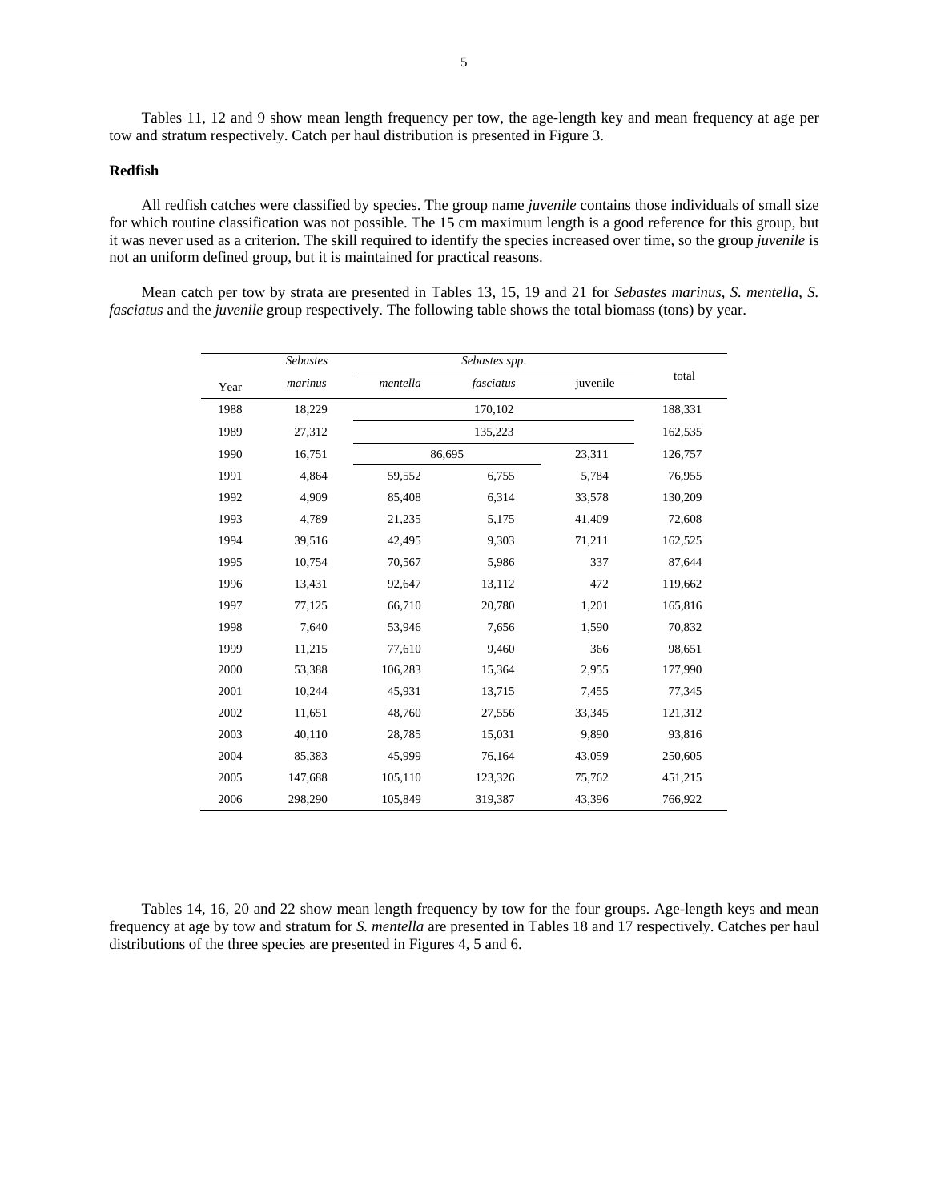Tables 11, 12 and 9 show mean length frequency per tow, the age-length key and mean frequency at age per tow and stratum respectively. Catch per haul distribution is presented in Figure 3.

**Redfish**

All redfish catches were classified by species. The group name *juvenile* contains those individuals of small size for which routine classification was not possible. The 15 cm maximum length is a good reference for this group, but it was never used as a criterion. The skill required to identify the species increased over time, so the group *juvenile* is not an uniform defined group, but it is maintained for practical reasons.

Mean catch per tow by strata are presented in Tables 13, 15, 19 and 21 for *Sebastes marinus*, *S. mentella*, *S. fasciatus* and the *juvenile* group respectively. The following table shows the total biomass (tons) by year.

| Year | *Sebastes marinus* | *Sebastes spp.* | | | total |
|---|---|---|---|---|---|
| | | *mentella* | *fasciatus* | juvenile | |
| 1988 | 18,229 | | 170,102 | | 188,331 |
| 1989 | 27,312 | | 135,223 | | 162,535 |
| 1990 | 16,751 | 86,695 | | 23,311 | 126,757 |
| 1991 | 4,864 | 59,552 | 6,755 | 5,784 | 76,955 |
| 1992 | 4,909 | 85,408 | 6,314 | 33,578 | 130,209 |
| 1993 | 4,789 | 21,235 | 5,175 | 41,409 | 72,608 |
| 1994 | 39,516 | 42,495 | 9,303 | 71,211 | 162,525 |
| 1995 | 10,754 | 70,567 | 5,986 | 337 | 87,644 |
| 1996 | 13,431 | 92,647 | 13,112 | 472 | 119,662 |
| 1997 | 77,125 | 66,710 | 20,780 | 1,201 | 165,816 |
| 1998 | 7,640 | 53,946 | 7,656 | 1,590 | 70,832 |
| 1999 | 11,215 | 77,610 | 9,460 | 366 | 98,651 |
| 2000 | 53,388 | 106,283 | 15,364 | 2,955 | 177,990 |
| 2001 | 10,244 | 45,931 | 13,715 | 7,455 | 77,345 |
| 2002 | 11,651 | 48,760 | 27,556 | 33,345 | 121,312 |
| 2003 | 40,110 | 28,785 | 15,031 | 9,890 | 93,816 |
| 2004 | 85,383 | 45,999 | 76,164 | 43,059 | 250,605 |
| 2005 | 147,688 | 105,110 | 123,326 | 75,762 | 451,215 |
| 2006 | 298,290 | 105,849 | 319,387 | 43,396 | 766,922 |

Tables 14, 16, 20 and 22 show mean length frequency by tow for the four groups. Age-length keys and mean frequency at age by tow and stratum for *S. mentella* are presented in Tables 18 and 17 respectively. Catches per haul distributions of the three species are presented in Figures 4, 5 and 6.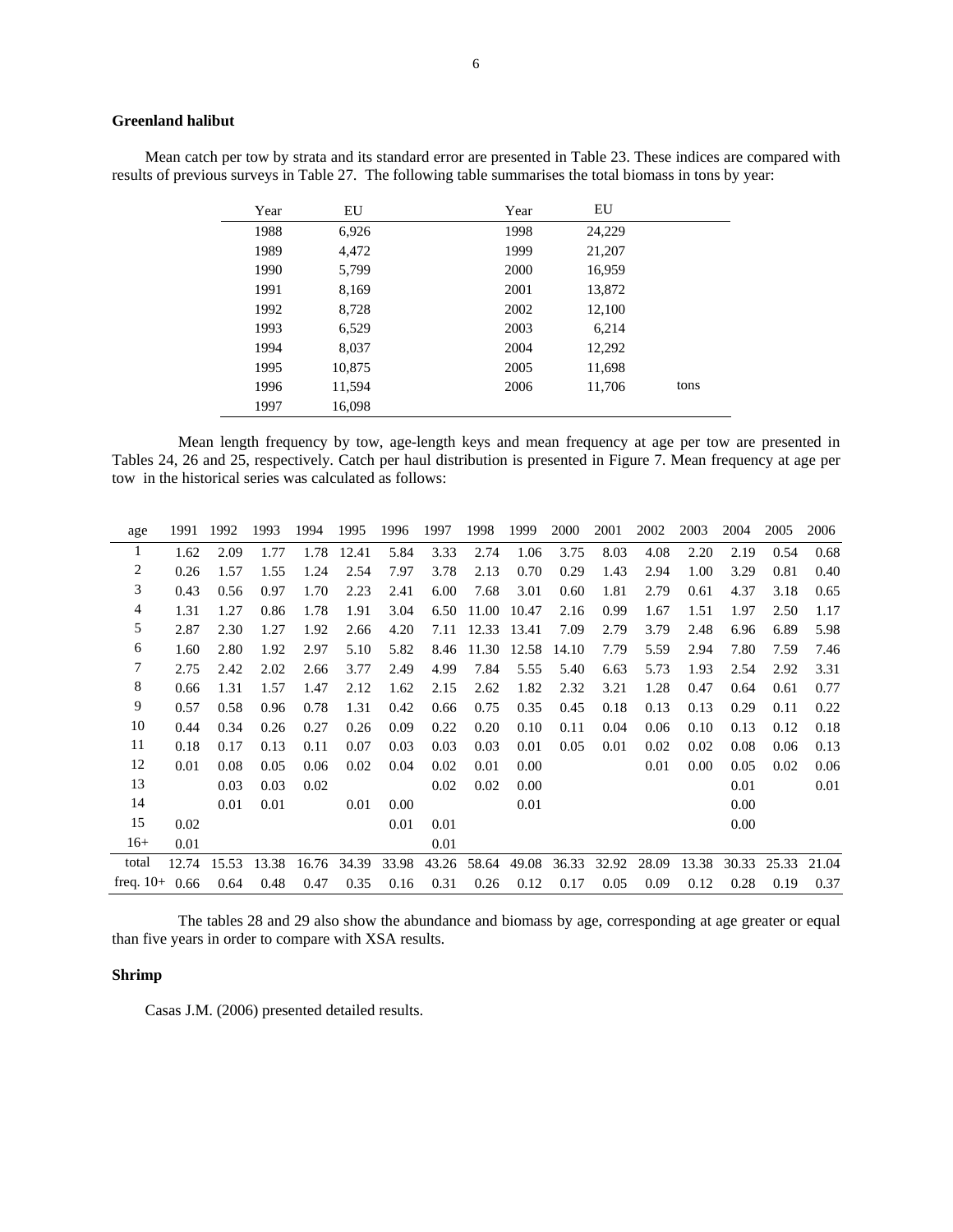### Greenland halibut

Mean catch per tow by strata and its standard error are presented in Table 23. These indices are compared with results of previous surveys in Table 27. The following table summarises the total biomass in tons by year:

| Year | EU | Year | EU | |
|---|---|---|---|---|
| 1988 | 6,926 | 1998 | 24,229 | |
| 1989 | 4,472 | 1999 | 21,207 | |
| 1990 | 5,799 | 2000 | 16,959 | |
| 1991 | 8,169 | 2001 | 13,872 | |
| 1992 | 8,728 | 2002 | 12,100 | |
| 1993 | 6,529 | 2003 | 6,214 | |
| 1994 | 8,037 | 2004 | 12,292 | |
| 1995 | 10,875 | 2005 | 11,698 | |
| 1996 | 11,594 | 2006 | 11,706 | tons |
| 1997 | 16,098 | | | |

Mean length frequency by tow, age-length keys and mean frequency at age per tow are presented in Tables 24, 26 and 25, respectively. Catch per haul distribution is presented in Figure 7. Mean frequency at age per tow in the historical series was calculated as follows:

| age | 1991 | 1992 | 1993 | 1994 | 1995 | 1996 | 1997 | 1998 | 1999 | 2000 | 2001 | 2002 | 2003 | 2004 | 2005 | 2006 |
|---|---|---|---|---|---|---|---|---|---|---|---|---|---|---|---|---|
| 1 | 1.62 | 2.09 | 1.77 | 1.78 | 12.41 | 5.84 | 3.33 | 2.74 | 1.06 | 3.75 | 8.03 | 4.08 | 2.20 | 2.19 | 0.54 | 0.68 |
| 2 | 0.26 | 1.57 | 1.55 | 1.24 | 2.54 | 7.97 | 3.78 | 2.13 | 0.70 | 0.29 | 1.43 | 2.94 | 1.00 | 3.29 | 0.81 | 0.40 |
| 3 | 0.43 | 0.56 | 0.97 | 1.70 | 2.23 | 2.41 | 6.00 | 7.68 | 3.01 | 0.60 | 1.81 | 2.79 | 0.61 | 4.37 | 3.18 | 0.65 |
| 4 | 1.31 | 1.27 | 0.86 | 1.78 | 1.91 | 3.04 | 6.50 | 11.00 | 10.47 | 2.16 | 0.99 | 1.67 | 1.51 | 1.97 | 2.50 | 1.17 |
| 5 | 2.87 | 2.30 | 1.27 | 1.92 | 2.66 | 4.20 | 7.11 | 12.33 | 13.41 | 7.09 | 2.79 | 3.79 | 2.48 | 6.96 | 6.89 | 5.98 |
| 6 | 1.60 | 2.80 | 1.92 | 2.97 | 5.10 | 5.82 | 8.46 | 11.30 | 12.58 | 14.10 | 7.79 | 5.59 | 2.94 | 7.80 | 7.59 | 7.46 |
| 7 | 2.75 | 2.42 | 2.02 | 2.66 | 3.77 | 2.49 | 4.99 | 7.84 | 5.55 | 5.40 | 6.63 | 5.73 | 1.93 | 2.54 | 2.92 | 3.31 |
| 8 | 0.66 | 1.31 | 1.57 | 1.47 | 2.12 | 1.62 | 2.15 | 2.62 | 1.82 | 2.32 | 3.21 | 1.28 | 0.47 | 0.64 | 0.61 | 0.77 |
| 9 | 0.57 | 0.58 | 0.96 | 0.78 | 1.31 | 0.42 | 0.66 | 0.75 | 0.35 | 0.45 | 0.18 | 0.13 | 0.13 | 0.29 | 0.11 | 0.22 |
| 10 | 0.44 | 0.34 | 0.26 | 0.27 | 0.26 | 0.09 | 0.22 | 0.20 | 0.10 | 0.11 | 0.04 | 0.06 | 0.10 | 0.13 | 0.12 | 0.18 |
| 11 | 0.18 | 0.17 | 0.13 | 0.11 | 0.07 | 0.03 | 0.03 | 0.03 | 0.01 | 0.05 | 0.01 | 0.02 | 0.02 | 0.08 | 0.06 | 0.13 |
| 12 | 0.01 | 0.08 | 0.05 | 0.06 | 0.02 | 0.04 | 0.02 | 0.01 | 0.00 | | | 0.01 | 0.00 | 0.05 | 0.02 | 0.06 |
| 13 | | 0.03 | 0.03 | 0.02 | | | 0.02 | 0.02 | 0.00 | | | | | 0.01 | | 0.01 |
| 14 | | 0.01 | 0.01 | | 0.01 | 0.00 | | | 0.01 | | | | | 0.00 | | |
| 15 | 0.02 | | | | | 0.01 | 0.01 | | | | | | | 0.00 | | |
| 16+ | 0.01 | | | | | | 0.01 | | | | | | | | | |
| total | 12.74 | 15.53 | 13.38 | 16.76 | 34.39 | 33.98 | 43.26 | 58.64 | 49.08 | 36.33 | 32.92 | 28.09 | 13.38 | 30.33 | 25.33 | 21.04 |
| freq. 10+ | 0.66 | 0.64 | 0.48 | 0.47 | 0.35 | 0.16 | 0.31 | 0.26 | 0.12 | 0.17 | 0.05 | 0.09 | 0.12 | 0.28 | 0.19 | 0.37 |

The tables 28 and 29 also show the abundance and biomass by age, corresponding at age greater or equal than five years in order to compare with XSA results.

### Shrimp

Casas J.M. (2006) presented detailed results.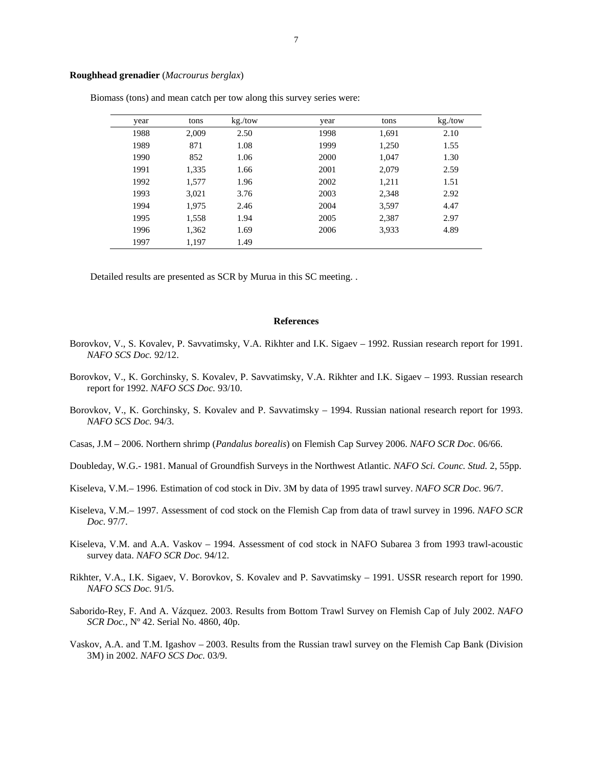**Roughhead grenadier** (*Macrourus berglax*)

Biomass (tons) and mean catch per tow along this survey series were:

| year | tons | kg./tow | year | tons | kg./tow |
|---|---|---|---|---|---|
| 1988 | 2,009 | 2.50 | 1998 | 1,691 | 2.10 |
| 1989 | 871 | 1.08 | 1999 | 1,250 | 1.55 |
| 1990 | 852 | 1.06 | 2000 | 1,047 | 1.30 |
| 1991 | 1,335 | 1.66 | 2001 | 2,079 | 2.59 |
| 1992 | 1,577 | 1.96 | 2002 | 1,211 | 1.51 |
| 1993 | 3,021 | 3.76 | 2003 | 2,348 | 2.92 |
| 1994 | 1,975 | 2.46 | 2004 | 3,597 | 4.47 |
| 1995 | 1,558 | 1.94 | 2005 | 2,387 | 2.97 |
| 1996 | 1,362 | 1.69 | 2006 | 3,933 | 4.89 |
| 1997 | 1,197 | 1.49 | | | |

Detailed results are presented as SCR by Murua in this SC meeting. .

## References

Borovkov, V., S. Kovalev, P. Savvatimsky, V.A. Rikhter and I.K. Sigaev – 1992. Russian research report for 1991. *NAFO SCS Doc.* 92/12.

Borovkov, V., K. Gorchinsky, S. Kovalev, P. Savvatimsky, V.A. Rikhter and I.K. Sigaev – 1993. Russian research report for 1992. *NAFO SCS Doc.* 93/10.

Borovkov, V., K. Gorchinsky, S. Kovalev and P. Savvatimsky – 1994. Russian national research report for 1993. *NAFO SCS Doc.* 94/3.

Casas, J.M – 2006. Northern shrimp (*Pandalus borealis*) on Flemish Cap Survey 2006. *NAFO SCR Doc.* 06/66.

Doubleday, W.G.- 1981. Manual of Groundfish Surveys in the Northwest Atlantic. *NAFO Sci. Counc. Stud.* 2, 55pp.

Kiseleva, V.M.– 1996. Estimation of cod stock in Div. 3M by data of 1995 trawl survey. *NAFO SCR Doc.* 96/7.

Kiseleva, V.M.– 1997. Assessment of cod stock on the Flemish Cap from data of trawl survey in 1996. *NAFO SCR Doc.* 97/7.

Kiseleva, V.M. and A.A. Vaskov – 1994. Assessment of cod stock in NAFO Subarea 3 from 1993 trawl-acoustic survey data. *NAFO SCR Doc.* 94/12.

Rikhter, V.A., I.K. Sigaev, V. Borovkov, S. Kovalev and P. Savvatimsky – 1991. USSR research report for 1990. *NAFO SCS Doc.* 91/5.

Saborido-Rey, F. And A. Vázquez. 2003. Results from Bottom Trawl Survey on Flemish Cap of July 2002. *NAFO SCR Doc.,* Nº 42. Serial No. 4860, 40p.

Vaskov, A.A. and T.M. Igashov – 2003. Results from the Russian trawl survey on the Flemish Cap Bank (Division 3M) in 2002. *NAFO SCS Doc.* 03/9.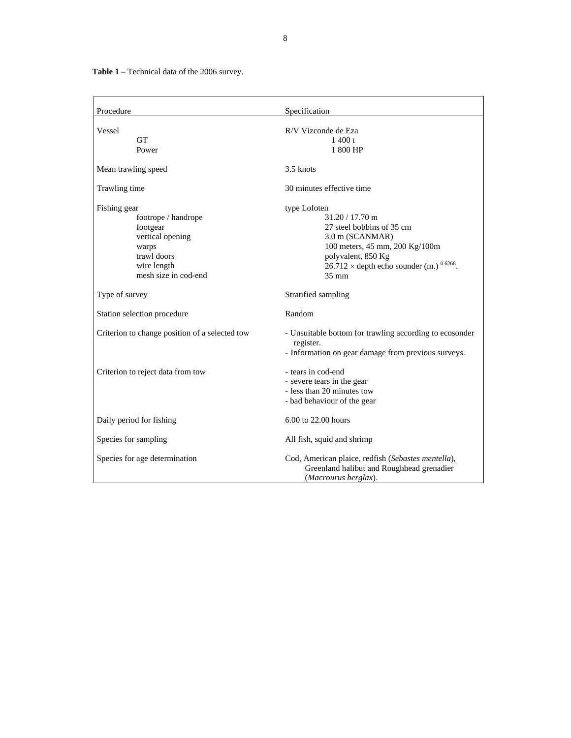**Table 1** – Technical data of the 2006 survey.

| Procedure | Specification |
|---|---|
| Vessel | R/V Vizconde de Eza |
| GT | 1 400 t |
| Power | 1 800 HP |
| Mean trawling speed | 3.5 knots |
| Trawling time | 30 minutes effective time |
| Fishing gear | type Lofoten |
| footrope / handrope | 31.20 / 17.70 m |
| footgear | 27 steel bobbins of 35 cm |
| vertical opening | 3.0 m (SCANMAR) |
| warps | 100 meters, 45 mm, 200 Kg/100m |
| trawl doors | polyvalent, 850 Kg |
| wire length | $26.712 \times$ depth echo sounder (m.) $^{0.6268}$. |
| mesh size in cod-end | 35 mm |
| Type of survey | Stratified sampling |
| Station selection procedure | Random |
| Criterion to change position of a selected tow | - Unsuitable bottom for trawling according to ecosonder register.<br>- Information on gear damage from previous surveys. |
| Criterion to reject data from tow | - tears in cod-end<br>- severe tears in the gear<br>- less than 20 minutes tow<br>- bad behaviour of the gear |
| Daily period for fishing | 6.00 to 22.00 hours |
| Species for sampling | All fish, squid and shrimp |
| Species for age determination | Cod, American plaice, redfish (*Sebastes mentella*), Greenland halibut and Roughhead grenadier (*Macrourus berglax*). |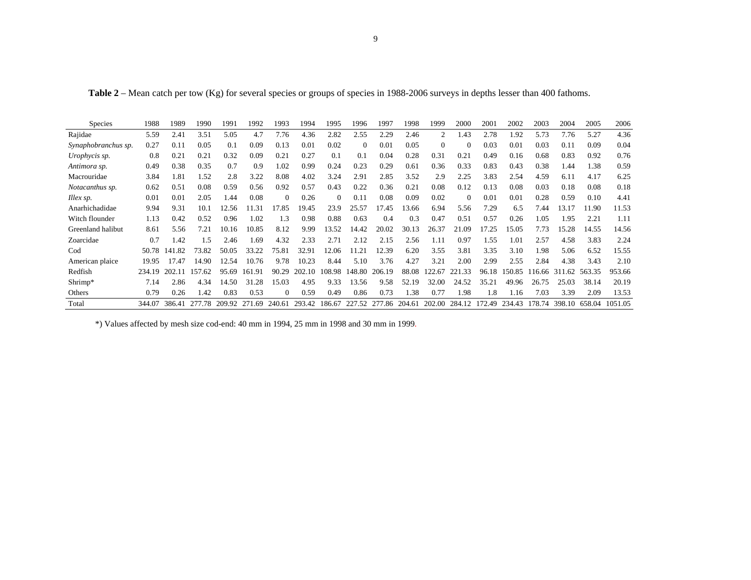**Table 2** – Mean catch per tow (Kg) for several species or groups of species in 1988-2006 surveys in depths lesser than 400 fathoms.

| Species | 1988 | 1989 | 1990 | 1991 | 1992 | 1993 | 1994 | 1995 | 1996 | 1997 | 1998 | 1999 | 2000 | 2001 | 2002 | 2003 | 2004 | 2005 | 2006 |
|---|---|---|---|---|---|---|---|---|---|---|---|---|---|---|---|---|---|---|---|
| Rajidae | 5.59 | 2.41 | 3.51 | 5.05 | 4.7 | 7.76 | 4.36 | 2.82 | 2.55 | 2.29 | 2.46 | 2 | 1.43 | 2.78 | 1.92 | 5.73 | 7.76 | 5.27 | 4.36 |
| *Synaphobranchus sp.* | 0.27 | 0.11 | 0.05 | 0.1 | 0.09 | 0.13 | 0.01 | 0.02 | 0 | 0.01 | 0.05 | 0 | 0 | 0.03 | 0.01 | 0.03 | 0.11 | 0.09 | 0.04 |
| *Urophycis sp.* | 0.8 | 0.21 | 0.21 | 0.32 | 0.09 | 0.21 | 0.27 | 0.1 | 0.1 | 0.04 | 0.28 | 0.31 | 0.21 | 0.49 | 0.16 | 0.68 | 0.83 | 0.92 | 0.76 |
| *Antimora sp.* | 0.49 | 0.38 | 0.35 | 0.7 | 0.9 | 1.02 | 0.99 | 0.24 | 0.23 | 0.29 | 0.61 | 0.36 | 0.33 | 0.83 | 0.43 | 0.38 | 1.44 | 1.38 | 0.59 |
| Macrouridae | 3.84 | 1.81 | 1.52 | 2.8 | 3.22 | 8.08 | 4.02 | 3.24 | 2.91 | 2.85 | 3.52 | 2.9 | 2.25 | 3.83 | 2.54 | 4.59 | 6.11 | 4.17 | 6.25 |
| *Notacanthus sp.* | 0.62 | 0.51 | 0.08 | 0.59 | 0.56 | 0.92 | 0.57 | 0.43 | 0.22 | 0.36 | 0.21 | 0.08 | 0.12 | 0.13 | 0.08 | 0.03 | 0.18 | 0.08 | 0.18 |
| *Illex sp.* | 0.01 | 0.01 | 2.05 | 1.44 | 0.08 | 0 | 0.26 | 0 | 0.11 | 0.08 | 0.09 | 0.02 | 0 | 0.01 | 0.01 | 0.28 | 0.59 | 0.10 | 4.41 |
| Anarhichadidae | 9.94 | 9.31 | 10.1 | 12.56 | 11.31 | 17.85 | 19.45 | 23.9 | 25.57 | 17.45 | 13.66 | 6.94 | 5.56 | 7.29 | 6.5 | 7.44 | 13.17 | 11.90 | 11.53 |
| Witch flounder | 1.13 | 0.42 | 0.52 | 0.96 | 1.02 | 1.3 | 0.98 | 0.88 | 0.63 | 0.4 | 0.3 | 0.47 | 0.51 | 0.57 | 0.26 | 1.05 | 1.95 | 2.21 | 1.11 |
| Greenland halibut | 8.61 | 5.56 | 7.21 | 10.16 | 10.85 | 8.12 | 9.99 | 13.52 | 14.42 | 20.02 | 30.13 | 26.37 | 21.09 | 17.25 | 15.05 | 7.73 | 15.28 | 14.55 | 14.56 |
| Zoarcidae | 0.7 | 1.42 | 1.5 | 2.46 | 1.69 | 4.32 | 2.33 | 2.71 | 2.12 | 2.15 | 2.56 | 1.11 | 0.97 | 1.55 | 1.01 | 2.57 | 4.58 | 3.83 | 2.24 |
| Cod | 50.78 | 141.82 | 73.82 | 50.05 | 33.22 | 75.81 | 32.91 | 12.06 | 11.21 | 12.39 | 6.20 | 3.55 | 3.81 | 3.35 | 3.10 | 1.98 | 5.06 | 6.52 | 15.55 |
| American plaice | 19.95 | 17.47 | 14.90 | 12.54 | 10.76 | 9.78 | 10.23 | 8.44 | 5.10 | 3.76 | 4.27 | 3.21 | 2.00 | 2.99 | 2.55 | 2.84 | 4.38 | 3.43 | 2.10 |
| Redfish | 234.19 | 202.11 | 157.62 | 95.69 | 161.91 | 90.29 | 202.10 | 108.98 | 148.80 | 206.19 | 88.08 | 122.67 | 221.33 | 96.18 | 150.85 | 116.66 | 311.62 | 563.35 | 953.66 |
| Shrimp* | 7.14 | 2.86 | 4.34 | 14.50 | 31.28 | 15.03 | 4.95 | 9.33 | 13.56 | 9.58 | 52.19 | 32.00 | 24.52 | 35.21 | 49.96 | 26.75 | 25.03 | 38.14 | 20.19 |
| Others | 0.79 | 0.26 | 1.42 | 0.83 | 0.53 | 0 | 0.59 | 0.49 | 0.86 | 0.73 | 1.38 | 0.77 | 1.98 | 1.8 | 1.16 | 7.03 | 3.39 | 2.09 | 13.53 |
| Total | 344.07 | 386.41 | 277.78 | 209.92 | 271.69 | 240.61 | 293.42 | 186.67 | 227.52 | 277.86 | 204.61 | 202.00 | 284.12 | 172.49 | 234.43 | 178.74 | 398.10 | 658.04 | 1051.05 |

*) Values affected by mesh size cod-end: 40 mm in 1994, 25 mm in 1998 and 30 mm in 1999.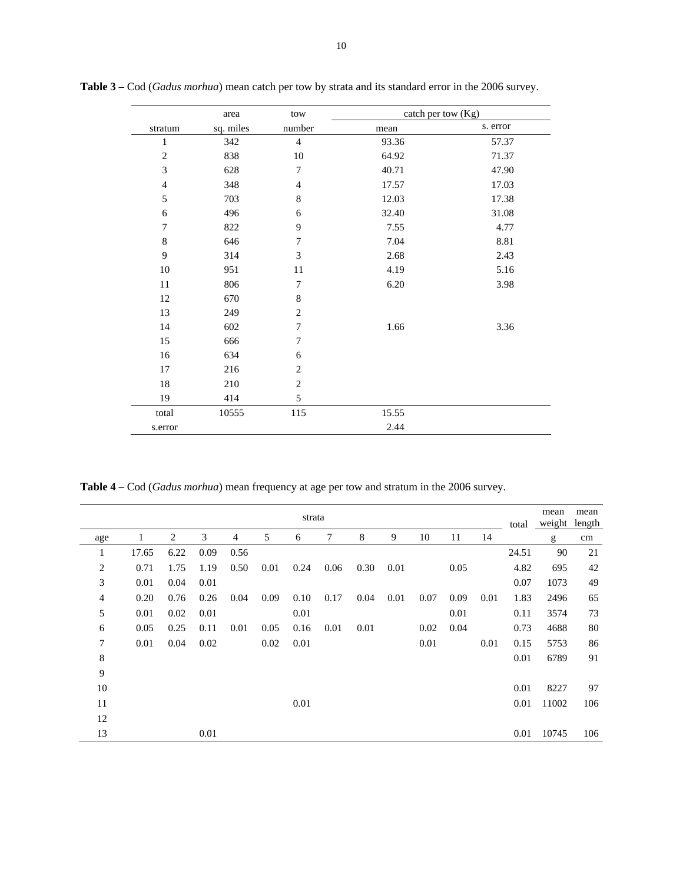**Table 3** – Cod (*Gadus morhua*) mean catch per tow by strata and its standard error in the 2006 survey.

| stratum | area sq. miles | tow number | catch per tow (Kg) mean | s. error |
|---|---|---|---|---|
| 1 | 342 | 4 | 93.36 | 57.37 |
| 2 | 838 | 10 | 64.92 | 71.37 |
| 3 | 628 | 7 | 40.71 | 47.90 |
| 4 | 348 | 4 | 17.57 | 17.03 |
| 5 | 703 | 8 | 12.03 | 17.38 |
| 6 | 496 | 6 | 32.40 | 31.08 |
| 7 | 822 | 9 | 7.55 | 4.77 |
| 8 | 646 | 7 | 7.04 | 8.81 |
| 9 | 314 | 3 | 2.68 | 2.43 |
| 10 | 951 | 11 | 4.19 | 5.16 |
| 11 | 806 | 7 | 6.20 | 3.98 |
| 12 | 670 | 8 | | |
| 13 | 249 | 2 | | |
| 14 | 602 | 7 | 1.66 | 3.36 |
| 15 | 666 | 7 | | |
| 16 | 634 | 6 | | |
| 17 | 216 | 2 | | |
| 18 | 210 | 2 | | |
| 19 | 414 | 5 | | |
| total | 10555 | 115 | 15.55 | |
| s.error | | | 2.44 | |

**Table 4** – Cod (*Gadus morhua*) mean frequency at age per tow and stratum in the 2006 survey.

| | strata | | | | | | | | | | | | total | mean weight | mean length |
|---|---|---|---|---|---|---|---|---|---|---|---|---|---|---|---|
| age | 1 | 2 | 3 | 4 | 5 | 6 | 7 | 8 | 9 | 10 | 11 | 14 | | g | cm |
| 1 | 17.65 | 6.22 | 0.09 | 0.56 | | | | | | | | | 24.51 | 90 | 21 |
| 2 | 0.71 | 1.75 | 1.19 | 0.50 | 0.01 | 0.24 | 0.06 | 0.30 | 0.01 | | 0.05 | | 4.82 | 695 | 42 |
| 3 | 0.01 | 0.04 | 0.01 | | | | | | | | | | 0.07 | 1073 | 49 |
| 4 | 0.20 | 0.76 | 0.26 | 0.04 | 0.09 | 0.10 | 0.17 | 0.04 | 0.01 | 0.07 | 0.09 | 0.01 | 1.83 | 2496 | 65 |
| 5 | 0.01 | 0.02 | 0.01 | | | 0.01 | | | | | 0.01 | | 0.11 | 3574 | 73 |
| 6 | 0.05 | 0.25 | 0.11 | 0.01 | 0.05 | 0.16 | 0.01 | 0.01 | | 0.02 | 0.04 | | 0.73 | 4688 | 80 |
| 7 | 0.01 | 0.04 | 0.02 | | 0.02 | 0.01 | | | | 0.01 | | 0.01 | 0.15 | 5753 | 86 |
| 8 | | | | | | | | | | | | | 0.01 | 6789 | 91 |
| 9 | | | | | | | | | | | | | | | |
| 10 | | | | | | | | | | | | | 0.01 | 8227 | 97 |
| 11 | | | | | | 0.01 | | | | | | | 0.01 | 11002 | 106 |
| 12 | | | | | | | | | | | | | | | |
| 13 | | | 0.01 | | | | | | | | | | 0.01 | 10745 | 106 |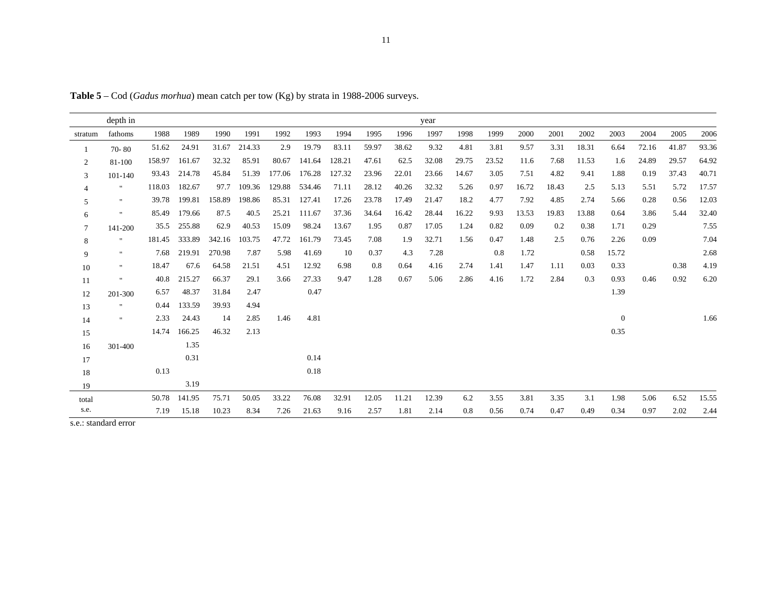**Table 5** – Cod (*Gadus morhua*) mean catch per tow (Kg) by strata in 1988-2006 surveys.

| | depth in | year | | | | | | | | | | | | | | | | | | |
|---|---|---|---|---|---|---|---|---|---|---|---|---|---|---|---|---|---|---|---|---|
| stratum | fathoms | 1988 | 1989 | 1990 | 1991 | 1992 | 1993 | 1994 | 1995 | 1996 | 1997 | 1998 | 1999 | 2000 | 2001 | 2002 | 2003 | 2004 | 2005 | 2006 |
| 1 | 70- 80 | 51.62 | 24.91 | 31.67 | 214.33 | 2.9 | 19.79 | 83.11 | 59.97 | 38.62 | 9.32 | 4.81 | 3.81 | 9.57 | 3.31 | 18.31 | 6.64 | 72.16 | 41.87 | 93.36 |
| 2 | 81-100 | 158.97 | 161.67 | 32.32 | 85.91 | 80.67 | 141.64 | 128.21 | 47.61 | 62.5 | 32.08 | 29.75 | 23.52 | 11.6 | 7.68 | 11.53 | 1.6 | 24.89 | 29.57 | 64.92 |
| 3 | 101-140 | 93.43 | 214.78 | 45.84 | 51.39 | 177.06 | 176.28 | 127.32 | 23.96 | 22.01 | 23.66 | 14.67 | 3.05 | 7.51 | 4.82 | 9.41 | 1.88 | 0.19 | 37.43 | 40.71 |
| 4 | " | 118.03 | 182.67 | 97.7 | 109.36 | 129.88 | 534.46 | 71.11 | 28.12 | 40.26 | 32.32 | 5.26 | 0.97 | 16.72 | 18.43 | 2.5 | 5.13 | 5.51 | 5.72 | 17.57 |
| 5 | " | 39.78 | 199.81 | 158.89 | 198.86 | 85.31 | 127.41 | 17.26 | 23.78 | 17.49 | 21.47 | 18.2 | 4.77 | 7.92 | 4.85 | 2.74 | 5.66 | 0.28 | 0.56 | 12.03 |
| 6 | " | 85.49 | 179.66 | 87.5 | 40.5 | 25.21 | 111.67 | 37.36 | 34.64 | 16.42 | 28.44 | 16.22 | 9.93 | 13.53 | 19.83 | 13.88 | 0.64 | 3.86 | 5.44 | 32.40 |
| 7 | 141-200 | 35.5 | 255.88 | 62.9 | 40.53 | 15.09 | 98.24 | 13.67 | 1.95 | 0.87 | 17.05 | 1.24 | 0.82 | 0.09 | 0.2 | 0.38 | 1.71 | 0.29 | | 7.55 |
| 8 | " | 181.45 | 333.89 | 342.16 | 103.75 | 47.72 | 161.79 | 73.45 | 7.08 | 1.9 | 32.71 | 1.56 | 0.47 | 1.48 | 2.5 | 0.76 | 2.26 | 0.09 | | 7.04 |
| 9 | " | 7.68 | 219.91 | 270.98 | 7.87 | 5.98 | 41.69 | 10 | 0.37 | 4.3 | 7.28 | | 0.8 | 1.72 | | 0.58 | 15.72 | | | 2.68 |
| 10 | " | 18.47 | 67.6 | 64.58 | 21.51 | 4.51 | 12.92 | 6.98 | 0.8 | 0.64 | 4.16 | 2.74 | 1.41 | 1.47 | 1.11 | 0.03 | 0.33 | | 0.38 | 4.19 |
| 11 | " | 40.8 | 215.27 | 66.37 | 29.1 | 3.66 | 27.33 | 9.47 | 1.28 | 0.67 | 5.06 | 2.86 | 4.16 | 1.72 | 2.84 | 0.3 | 0.93 | 0.46 | 0.92 | 6.20 |
| 12 | 201-300 | 6.57 | 48.37 | 31.84 | 2.47 | | 0.47 | | | | | | | | | | 1.39 | | | |
| 13 | " | 0.44 | 133.59 | 39.93 | 4.94 | | | | | | | | | | | | | | | |
| 14 | " | 2.33 | 24.43 | 14 | 2.85 | 1.46 | 4.81 | | | | | | | | | | 0 | | | 1.66 |
| 15 | | 14.74 | 166.25 | 46.32 | 2.13 | | | | | | | | | | | | 0.35 | | | |
| 16 | 301-400 | | 1.35 | | | | | | | | | | | | | | | | | |
| 17 | | | 0.31 | | | | 0.14 | | | | | | | | | | | | | |
| 18 | | 0.13 | | | | | 0.18 | | | | | | | | | | | | | |
| 19 | | | 3.19 | | | | | | | | | | | | | | | | | |
| total | | 50.78 | 141.95 | 75.71 | 50.05 | 33.22 | 76.08 | 32.91 | 12.05 | 11.21 | 12.39 | 6.2 | 3.55 | 3.81 | 3.35 | 3.1 | 1.98 | 5.06 | 6.52 | 15.55 |
| s.e. | | 7.19 | 15.18 | 10.23 | 8.34 | 7.26 | 21.63 | 9.16 | 2.57 | 1.81 | 2.14 | 0.8 | 0.56 | 0.74 | 0.47 | 0.49 | 0.34 | 0.97 | 2.02 | 2.44 |

s.e.: standard error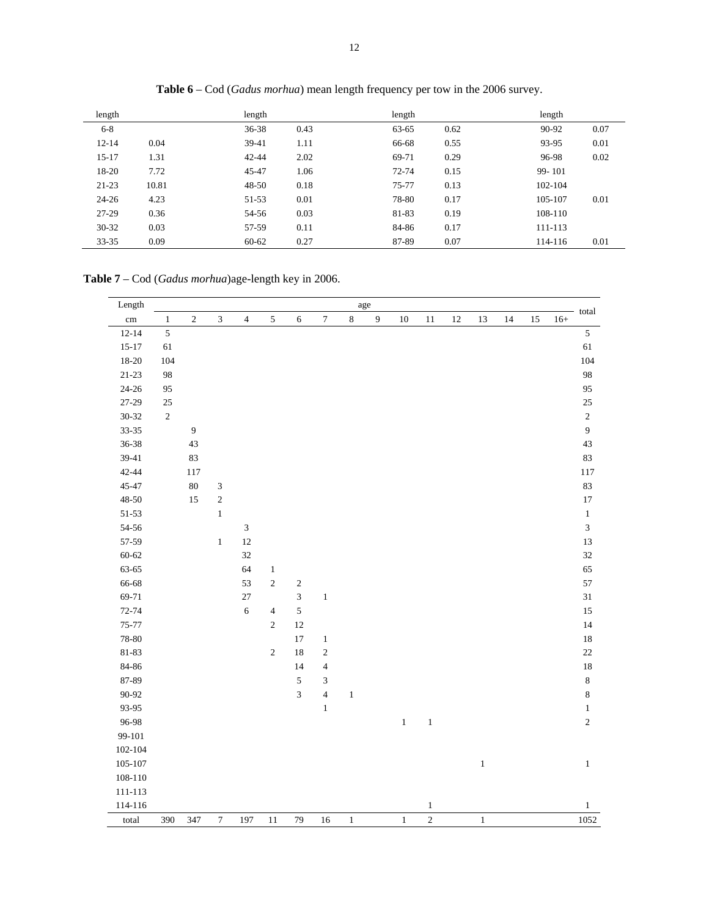**Table 6** – Cod (*Gadus morhua*) mean length frequency per tow in the 2006 survey.

| length | | length | | length | | length | |
|---|---|---|---|---|---|---|---|
| 6-8 | | 36-38 | 0.43 | 63-65 | 0.62 | 90-92 | 0.07 |
| 12-14 | 0.04 | 39-41 | 1.11 | 66-68 | 0.55 | 93-95 | 0.01 |
| 15-17 | 1.31 | 42-44 | 2.02 | 69-71 | 0.29 | 96-98 | 0.02 |
| 18-20 | 7.72 | 45-47 | 1.06 | 72-74 | 0.15 | 99- 101 | |
| 21-23 | 10.81 | 48-50 | 0.18 | 75-77 | 0.13 | 102-104 | |
| 24-26 | 4.23 | 51-53 | 0.01 | 78-80 | 0.17 | 105-107 | 0.01 |
| 27-29 | 0.36 | 54-56 | 0.03 | 81-83 | 0.19 | 108-110 | |
| 30-32 | 0.03 | 57-59 | 0.11 | 84-86 | 0.17 | 111-113 | |
| 33-35 | 0.09 | 60-62 | 0.27 | 87-89 | 0.07 | 114-116 | 0.01 |

**Table 7** – Cod (*Gadus morhua*)age-length key in 2006.

| Length | age | | | | | | | | | | | | | | | | total |
|---|---|---|---|---|---|---|---|---|---|---|---|---|---|---|---|---|---|
| cm | 1 | 2 | 3 | 4 | 5 | 6 | 7 | 8 | 9 | 10 | 11 | 12 | 13 | 14 | 15 | 16+ | |
| 12-14 | 5 | | | | | | | | | | | | | | | | 5 |
| 15-17 | 61 | | | | | | | | | | | | | | | | 61 |
| 18-20 | 104 | | | | | | | | | | | | | | | | 104 |
| 21-23 | 98 | | | | | | | | | | | | | | | | 98 |
| 24-26 | 95 | | | | | | | | | | | | | | | | 95 |
| 27-29 | 25 | | | | | | | | | | | | | | | | 25 |
| 30-32 | 2 | | | | | | | | | | | | | | | | 2 |
| 33-35 | | 9 | | | | | | | | | | | | | | | 9 |
| 36-38 | | 43 | | | | | | | | | | | | | | | 43 |
| 39-41 | | 83 | | | | | | | | | | | | | | | 83 |
| 42-44 | | 117 | | | | | | | | | | | | | | | 117 |
| 45-47 | | 80 | 3 | | | | | | | | | | | | | | 83 |
| 48-50 | | 15 | 2 | | | | | | | | | | | | | | 17 |
| 51-53 | | | 1 | | | | | | | | | | | | | | 1 |
| 54-56 | | | | 3 | | | | | | | | | | | | | 3 |
| 57-59 | | | 1 | 12 | | | | | | | | | | | | | 13 |
| 60-62 | | | | 32 | | | | | | | | | | | | | 32 |
| 63-65 | | | | 64 | 1 | | | | | | | | | | | | 65 |
| 66-68 | | | | 53 | 2 | 2 | | | | | | | | | | | 57 |
| 69-71 | | | | 27 | | 3 | 1 | | | | | | | | | | 31 |
| 72-74 | | | | 6 | 4 | 5 | | | | | | | | | | | 15 |
| 75-77 | | | | | 2 | 12 | | | | | | | | | | | 14 |
| 78-80 | | | | | | 17 | 1 | | | | | | | | | | 18 |
| 81-83 | | | | | 2 | 18 | 2 | | | | | | | | | | 22 |
| 84-86 | | | | | | 14 | 4 | | | | | | | | | | 18 |
| 87-89 | | | | | | 5 | 3 | | | | | | | | | | 8 |
| 90-92 | | | | | | 3 | 4 | 1 | | | | | | | | | 8 |
| 93-95 | | | | | | | 1 | | | | | | | | | | 1 |
| 96-98 | | | | | | | | | | 1 | 1 | | | | | | 2 |
| 99-101 | | | | | | | | | | | | | | | | | |
| 102-104 | | | | | | | | | | | | | | | | | |
| 105-107 | | | | | | | | | | | | | 1 | | | | 1 |
| 108-110 | | | | | | | | | | | | | | | | | |
| 111-113 | | | | | | | | | | | | | | | | | |
| 114-116 | | | | | | | | | | | 1 | | | | | | 1 |
| total | 390 | 347 | 7 | 197 | 11 | 79 | 16 | 1 | | 1 | 2 | | 1 | | | | 1052 |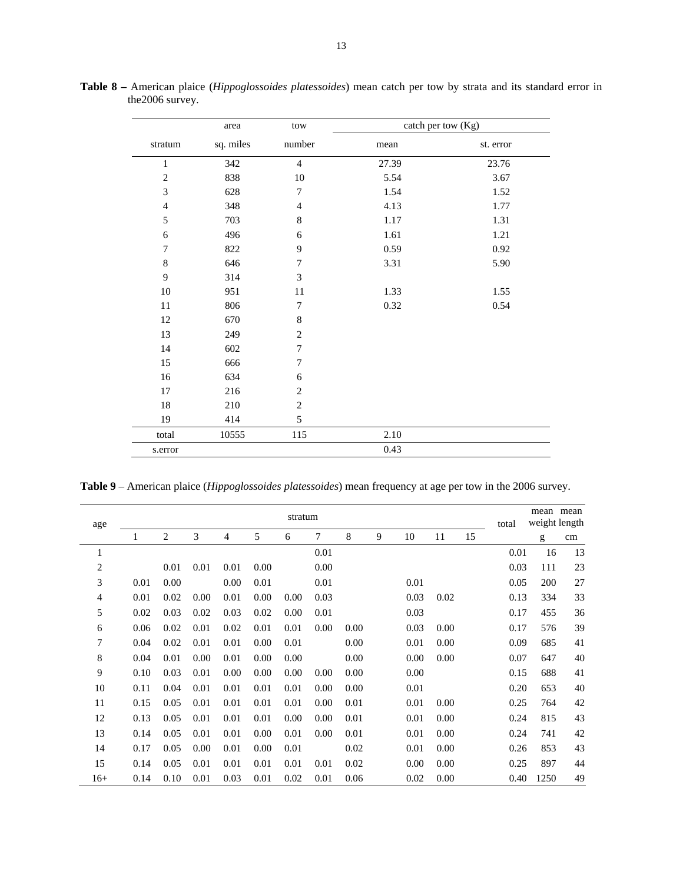**Table 8 –** American plaice (*Hippoglossoides platessoides*) mean catch per tow by strata and its standard error in the2006 survey.

| stratum | area sq. miles | tow number | catch per tow (Kg) mean | catch per tow (Kg) st. error |
|---|---|---|---|---|
| 1 | 342 | 4 | 27.39 | 23.76 |
| 2 | 838 | 10 | 5.54 | 3.67 |
| 3 | 628 | 7 | 1.54 | 1.52 |
| 4 | 348 | 4 | 4.13 | 1.77 |
| 5 | 703 | 8 | 1.17 | 1.31 |
| 6 | 496 | 6 | 1.61 | 1.21 |
| 7 | 822 | 9 | 0.59 | 0.92 |
| 8 | 646 | 7 | 3.31 | 5.90 |
| 9 | 314 | 3 | | |
| 10 | 951 | 11 | 1.33 | 1.55 |
| 11 | 806 | 7 | 0.32 | 0.54 |
| 12 | 670 | 8 | | |
| 13 | 249 | 2 | | |
| 14 | 602 | 7 | | |
| 15 | 666 | 7 | | |
| 16 | 634 | 6 | | |
| 17 | 216 | 2 | | |
| 18 | 210 | 2 | | |
| 19 | 414 | 5 | | |
| total | 10555 | 115 | 2.10 | |
| s.error | | | 0.43 | |

**Table 9** – American plaice (*Hippoglossoides platessoides*) mean frequency at age per tow in the 2006 survey.

| age | stratum | | | | | | | | | | | | total | mean weight | mean length |
|---|---|---|---|---|---|---|---|---|---|---|---|---|---|---|---|
| | 1 | 2 | 3 | 4 | 5 | 6 | 7 | 8 | 9 | 10 | 11 | 15 | | g | cm |
| 1 | | | | | | | 0.01 | | | | | | 0.01 | 16 | 13 |
| 2 | | 0.01 | 0.01 | 0.01 | 0.00 | | 0.00 | | | | | | 0.03 | 111 | 23 |
| 3 | 0.01 | 0.00 | | 0.00 | 0.01 | | 0.01 | | | 0.01 | | | 0.05 | 200 | 27 |
| 4 | 0.01 | 0.02 | 0.00 | 0.01 | 0.00 | 0.00 | 0.03 | | | 0.03 | 0.02 | | 0.13 | 334 | 33 |
| 5 | 0.02 | 0.03 | 0.02 | 0.03 | 0.02 | 0.00 | 0.01 | | | 0.03 | | | 0.17 | 455 | 36 |
| 6 | 0.06 | 0.02 | 0.01 | 0.02 | 0.01 | 0.01 | 0.00 | 0.00 | | 0.03 | 0.00 | | 0.17 | 576 | 39 |
| 7 | 0.04 | 0.02 | 0.01 | 0.01 | 0.00 | 0.01 | | 0.00 | | 0.01 | 0.00 | | 0.09 | 685 | 41 |
| 8 | 0.04 | 0.01 | 0.00 | 0.01 | 0.00 | 0.00 | | 0.00 | | 0.00 | 0.00 | | 0.07 | 647 | 40 |
| 9 | 0.10 | 0.03 | 0.01 | 0.00 | 0.00 | 0.00 | 0.00 | 0.00 | | 0.00 | | | 0.15 | 688 | 41 |
| 10 | 0.11 | 0.04 | 0.01 | 0.01 | 0.01 | 0.01 | 0.00 | 0.00 | | 0.01 | | | 0.20 | 653 | 40 |
| 11 | 0.15 | 0.05 | 0.01 | 0.01 | 0.01 | 0.01 | 0.00 | 0.01 | | 0.01 | 0.00 | | 0.25 | 764 | 42 |
| 12 | 0.13 | 0.05 | 0.01 | 0.01 | 0.01 | 0.00 | 0.00 | 0.01 | | 0.01 | 0.00 | | 0.24 | 815 | 43 |
| 13 | 0.14 | 0.05 | 0.01 | 0.01 | 0.00 | 0.01 | 0.00 | 0.01 | | 0.01 | 0.00 | | 0.24 | 741 | 42 |
| 14 | 0.17 | 0.05 | 0.00 | 0.01 | 0.00 | 0.01 | | 0.02 | | 0.01 | 0.00 | | 0.26 | 853 | 43 |
| 15 | 0.14 | 0.05 | 0.01 | 0.01 | 0.01 | 0.01 | 0.01 | 0.02 | | 0.00 | 0.00 | | 0.25 | 897 | 44 |
| 16+ | 0.14 | 0.10 | 0.01 | 0.03 | 0.01 | 0.02 | 0.01 | 0.06 | | 0.02 | 0.00 | | 0.40 | 1250 | 49 |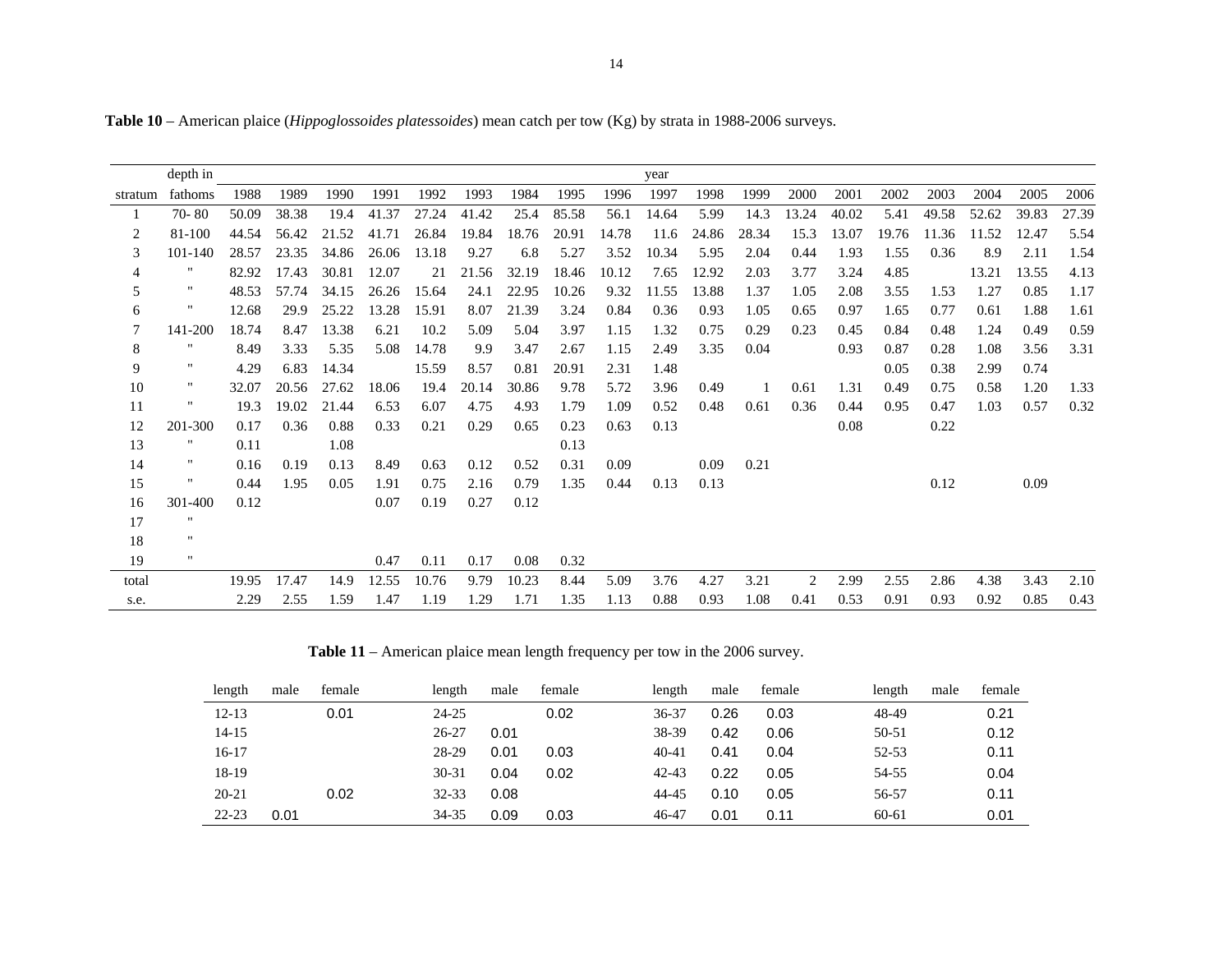**Table 10** – American plaice (*Hippoglossoides platessoides*) mean catch per tow (Kg) by strata in 1988-2006 surveys.

| stratum | depth in fathoms | 1988 | 1989 | 1990 | 1991 | 1992 | 1993 | 1984 | 1995 | 1996 | 1997 | 1998 | 1999 | 2000 | 2001 | 2002 | 2003 | 2004 | 2005 | 2006 |
|---|---|---|---|---|---|---|---|---|---|---|---|---|---|---|---|---|---|---|---|---|
| 1 | 70- 80 | 50.09 | 38.38 | 19.4 | 41.37 | 27.24 | 41.42 | 25.4 | 85.58 | 56.1 | 14.64 | 5.99 | 14.3 | 13.24 | 40.02 | 5.41 | 49.58 | 52.62 | 39.83 | 27.39 |
| 2 | 81-100 | 44.54 | 56.42 | 21.52 | 41.71 | 26.84 | 19.84 | 18.76 | 20.91 | 14.78 | 11.6 | 24.86 | 28.34 | 15.3 | 13.07 | 19.76 | 11.36 | 11.52 | 12.47 | 5.54 |
| 3 | 101-140 | 28.57 | 23.35 | 34.86 | 26.06 | 13.18 | 9.27 | 6.8 | 5.27 | 3.52 | 10.34 | 5.95 | 2.04 | 0.44 | 1.93 | 1.55 | 0.36 | 8.9 | 2.11 | 1.54 |
| 4 | " | 82.92 | 17.43 | 30.81 | 12.07 | 21 | 21.56 | 32.19 | 18.46 | 10.12 | 7.65 | 12.92 | 2.03 | 3.77 | 3.24 | 4.85 | | 13.21 | 13.55 | 4.13 |
| 5 | " | 48.53 | 57.74 | 34.15 | 26.26 | 15.64 | 24.1 | 22.95 | 10.26 | 9.32 | 11.55 | 13.88 | 1.37 | 1.05 | 2.08 | 3.55 | 1.53 | 1.27 | 0.85 | 1.17 |
| 6 | " | 12.68 | 29.9 | 25.22 | 13.28 | 15.91 | 8.07 | 21.39 | 3.24 | 0.84 | 0.36 | 0.93 | 1.05 | 0.65 | 0.97 | 1.65 | 0.77 | 0.61 | 1.88 | 1.61 |
| 7 | 141-200 | 18.74 | 8.47 | 13.38 | 6.21 | 10.2 | 5.09 | 5.04 | 3.97 | 1.15 | 1.32 | 0.75 | 0.29 | 0.23 | 0.45 | 0.84 | 0.48 | 1.24 | 0.49 | 0.59 |
| 8 | " | 8.49 | 3.33 | 5.35 | 5.08 | 14.78 | 9.9 | 3.47 | 2.67 | 1.15 | 2.49 | 3.35 | 0.04 | | 0.93 | 0.87 | 0.28 | 1.08 | 3.56 | 3.31 |
| 9 | " | 4.29 | 6.83 | 14.34 | | 15.59 | 8.57 | 0.81 | 20.91 | 2.31 | 1.48 | | | | | 0.05 | 0.38 | 2.99 | 0.74 | |
| 10 | " | 32.07 | 20.56 | 27.62 | 18.06 | 19.4 | 20.14 | 30.86 | 9.78 | 5.72 | 3.96 | 0.49 | 1 | 0.61 | 1.31 | 0.49 | 0.75 | 0.58 | 1.20 | 1.33 |
| 11 | " | 19.3 | 19.02 | 21.44 | 6.53 | 6.07 | 4.75 | 4.93 | 1.79 | 1.09 | 0.52 | 0.48 | 0.61 | 0.36 | 0.44 | 0.95 | 0.47 | 1.03 | 0.57 | 0.32 |
| 12 | 201-300 | 0.17 | 0.36 | 0.88 | 0.33 | 0.21 | 0.29 | 0.65 | 0.23 | 0.63 | 0.13 | | | | 0.08 | | 0.22 | | | |
| 13 | " | 0.11 | | 1.08 | | | | | 0.13 | | | | | | | | | | | |
| 14 | " | 0.16 | 0.19 | 0.13 | 8.49 | 0.63 | 0.12 | 0.52 | 0.31 | 0.09 | | 0.09 | 0.21 | | | | | | | |
| 15 | " | 0.44 | 1.95 | 0.05 | 1.91 | 0.75 | 2.16 | 0.79 | 1.35 | 0.44 | 0.13 | 0.13 | | | | | 0.12 | | 0.09 | |
| 16 | 301-400 | 0.12 | | | 0.07 | 0.19 | 0.27 | 0.12 | | | | | | | | | | | | |
| 17 | " | | | | | | | | | | | | | | | | | | | |
| 18 | " | | | | | | | | | | | | | | | | | | | |
| 19 | " | | | | 0.47 | 0.11 | 0.17 | 0.08 | 0.32 | | | | | | | | | | | |
| total | | 19.95 | 17.47 | 14.9 | 12.55 | 10.76 | 9.79 | 10.23 | 8.44 | 5.09 | 3.76 | 4.27 | 3.21 | 2 | 2.99 | 2.55 | 2.86 | 4.38 | 3.43 | 2.10 |
| s.e. | | 2.29 | 2.55 | 1.59 | 1.47 | 1.19 | 1.29 | 1.71 | 1.35 | 1.13 | 0.88 | 0.93 | 1.08 | 0.41 | 0.53 | 0.91 | 0.93 | 0.92 | 0.85 | 0.43 |

**Table 11** – American plaice mean length frequency per tow in the 2006 survey.

| length | male | female | length | male | female | length | male | female | length | male | female |
|---|---|---|---|---|---|---|---|---|---|---|---|
| 12-13 | | 0.01 | 24-25 | | 0.02 | 36-37 | 0.26 | 0.03 | 48-49 | | 0.21 |
| 14-15 | | | 26-27 | 0.01 | | 38-39 | 0.42 | 0.06 | 50-51 | | 0.12 |
| 16-17 | | | 28-29 | 0.01 | 0.03 | 40-41 | 0.41 | 0.04 | 52-53 | | 0.11 |
| 18-19 | | | 30-31 | 0.04 | 0.02 | 42-43 | 0.22 | 0.05 | 54-55 | | 0.04 |
| 20-21 | | 0.02 | 32-33 | 0.08 | | 44-45 | 0.10 | 0.05 | 56-57 | | 0.11 |
| 22-23 | 0.01 | | 34-35 | 0.09 | 0.03 | 46-47 | 0.01 | 0.11 | 60-61 | | 0.01 |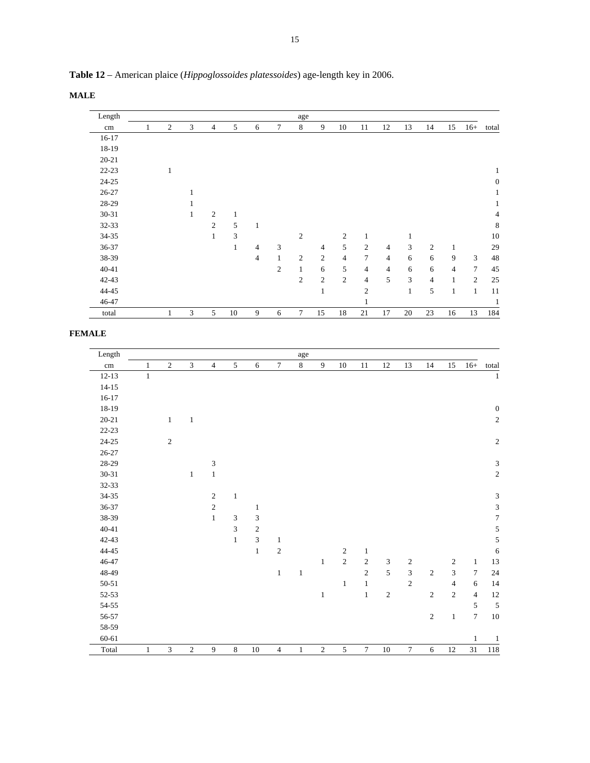**Table 12** – American plaice (*Hippoglossoides platessoides*) age-length key in 2006.

**MALE**

| Length | | | | | | | | age | | | | | | | | | |
|---|---|---|---|---|---|---|---|---|---|---|---|---|---|---|---|---|---|
| cm | 1 | 2 | 3 | 4 | 5 | 6 | 7 | 8 | 9 | 10 | 11 | 12 | 13 | 14 | 15 | 16+ | total |
| 16-17 | | | | | | | | | | | | | | | | | |
| 18-19 | | | | | | | | | | | | | | | | | |
| 20-21 | | | | | | | | | | | | | | | | | |
| 22-23 | | 1 | | | | | | | | | | | | | | | 1 |
| 24-25 | | | | | | | | | | | | | | | | | 0 |
| 26-27 | | | 1 | | | | | | | | | | | | | | 1 |
| 28-29 | | | 1 | | | | | | | | | | | | | | 1 |
| 30-31 | | | 1 | 2 | 1 | | | | | | | | | | | | 4 |
| 32-33 | | | | 2 | 5 | 1 | | | | | | | | | | | 8 |
| 34-35 | | | | 1 | 3 | | | 2 | | 2 | 1 | | 1 | | | | 10 |
| 36-37 | | | | | 1 | 4 | 3 | | 4 | 5 | 2 | 4 | 3 | 2 | 1 | | 29 |
| 38-39 | | | | | | 4 | 1 | 2 | 2 | 4 | 7 | 4 | 6 | 6 | 9 | 3 | 48 |
| 40-41 | | | | | | | 2 | 1 | 6 | 5 | 4 | 4 | 6 | 6 | 4 | 7 | 45 |
| 42-43 | | | | | | | | 2 | 2 | 2 | 4 | 5 | 3 | 4 | 1 | 2 | 25 |
| 44-45 | | | | | | | | | 1 | | 2 | | 1 | 5 | 1 | 1 | 11 |
| 46-47 | | | | | | | | | | | 1 | | | | | | 1 |
| total | | 1 | 3 | 5 | 10 | 9 | 6 | 7 | 15 | 18 | 21 | 17 | 20 | 23 | 16 | 13 | 184 |

**FEMALE**

| Length | | | | | | | | age | | | | | | | | | |
|---|---|---|---|---|---|---|---|---|---|---|---|---|---|---|---|---|---|
| cm | 1 | 2 | 3 | 4 | 5 | 6 | 7 | 8 | 9 | 10 | 11 | 12 | 13 | 14 | 15 | 16+ | total |
| 12-13 | 1 | | | | | | | | | | | | | | | | 1 |
| 14-15 | | | | | | | | | | | | | | | | | |
| 16-17 | | | | | | | | | | | | | | | | | |
| 18-19 | | | | | | | | | | | | | | | | | 0 |
| 20-21 | | 1 | 1 | | | | | | | | | | | | | | 2 |
| 22-23 | | | | | | | | | | | | | | | | | |
| 24-25 | | 2 | | | | | | | | | | | | | | | 2 |
| 26-27 | | | | | | | | | | | | | | | | | |
| 28-29 | | | | 3 | | | | | | | | | | | | | 3 |
| 30-31 | | | 1 | 1 | | | | | | | | | | | | | 2 |
| 32-33 | | | | | | | | | | | | | | | | | |
| 34-35 | | | | 2 | 1 | | | | | | | | | | | | 3 |
| 36-37 | | | | 2 | | 1 | | | | | | | | | | | 3 |
| 38-39 | | | | 1 | 3 | 3 | | | | | | | | | | | 7 |
| 40-41 | | | | | 3 | 2 | | | | | | | | | | | 5 |
| 42-43 | | | | | 1 | 3 | 1 | | | | | | | | | | 5 |
| 44-45 | | | | | | 1 | 2 | | | 2 | 1 | | | | | | 6 |
| 46-47 | | | | | | | | | 1 | 2 | 2 | 3 | 2 | | 2 | 1 | 13 |
| 48-49 | | | | | | | 1 | 1 | | | 2 | 5 | 3 | 2 | 3 | 7 | 24 |
| 50-51 | | | | | | | | | | 1 | 1 | | 2 | | 4 | 6 | 14 |
| 52-53 | | | | | | | | | 1 | | 1 | 2 | | 2 | 2 | 4 | 12 |
| 54-55 | | | | | | | | | | | | | | | | 5 | 5 |
| 56-57 | | | | | | | | | | | | | | 2 | 1 | 7 | 10 |
| 58-59 | | | | | | | | | | | | | | | | | |
| 60-61 | | | | | | | | | | | | | | | | 1 | 1 |
| Total | 1 | 3 | 2 | 9 | 8 | 10 | 4 | 1 | 2 | 5 | 7 | 10 | 7 | 6 | 12 | 31 | 118 |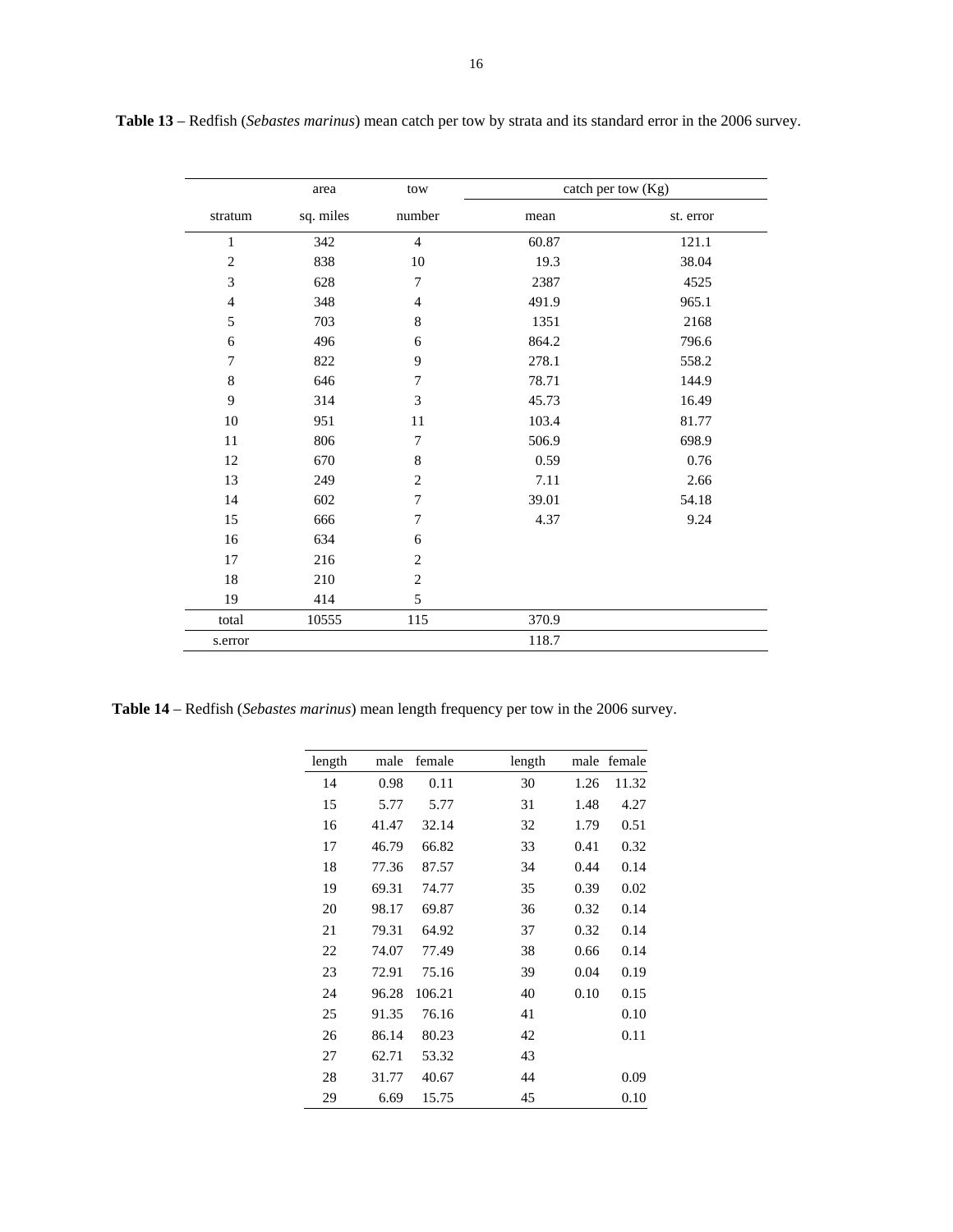**Table 13** – Redfish (*Sebastes marinus*) mean catch per tow by strata and its standard error in the 2006 survey.

| | area | tow | catch per tow (Kg) | |
|---|---|---|---|---|
| stratum | sq. miles | number | mean | st. error |
| 1 | 342 | 4 | 60.87 | 121.1 |
| 2 | 838 | 10 | 19.3 | 38.04 |
| 3 | 628 | 7 | 2387 | 4525 |
| 4 | 348 | 4 | 491.9 | 965.1 |
| 5 | 703 | 8 | 1351 | 2168 |
| 6 | 496 | 6 | 864.2 | 796.6 |
| 7 | 822 | 9 | 278.1 | 558.2 |
| 8 | 646 | 7 | 78.71 | 144.9 |
| 9 | 314 | 3 | 45.73 | 16.49 |
| 10 | 951 | 11 | 103.4 | 81.77 |
| 11 | 806 | 7 | 506.9 | 698.9 |
| 12 | 670 | 8 | 0.59 | 0.76 |
| 13 | 249 | 2 | 7.11 | 2.66 |
| 14 | 602 | 7 | 39.01 | 54.18 |
| 15 | 666 | 7 | 4.37 | 9.24 |
| 16 | 634 | 6 | | |
| 17 | 216 | 2 | | |
| 18 | 210 | 2 | | |
| 19 | 414 | 5 | | |
| total | 10555 | 115 | 370.9 | |
| s.error | | | 118.7 | |

**Table 14** – Redfish (*Sebastes marinus*) mean length frequency per tow in the 2006 survey.

| length | male | female | length | male | female |
|---|---|---|---|---|---|
| 14 | 0.98 | 0.11 | 30 | 1.26 | 11.32 |
| 15 | 5.77 | 5.77 | 31 | 1.48 | 4.27 |
| 16 | 41.47 | 32.14 | 32 | 1.79 | 0.51 |
| 17 | 46.79 | 66.82 | 33 | 0.41 | 0.32 |
| 18 | 77.36 | 87.57 | 34 | 0.44 | 0.14 |
| 19 | 69.31 | 74.77 | 35 | 0.39 | 0.02 |
| 20 | 98.17 | 69.87 | 36 | 0.32 | 0.14 |
| 21 | 79.31 | 64.92 | 37 | 0.32 | 0.14 |
| 22 | 74.07 | 77.49 | 38 | 0.66 | 0.14 |
| 23 | 72.91 | 75.16 | 39 | 0.04 | 0.19 |
| 24 | 96.28 | 106.21 | 40 | 0.10 | 0.15 |
| 25 | 91.35 | 76.16 | 41 | | 0.10 |
| 26 | 86.14 | 80.23 | 42 | | 0.11 |
| 27 | 62.71 | 53.32 | 43 | | |
| 28 | 31.77 | 40.67 | 44 | | 0.09 |
| 29 | 6.69 | 15.75 | 45 | | 0.10 |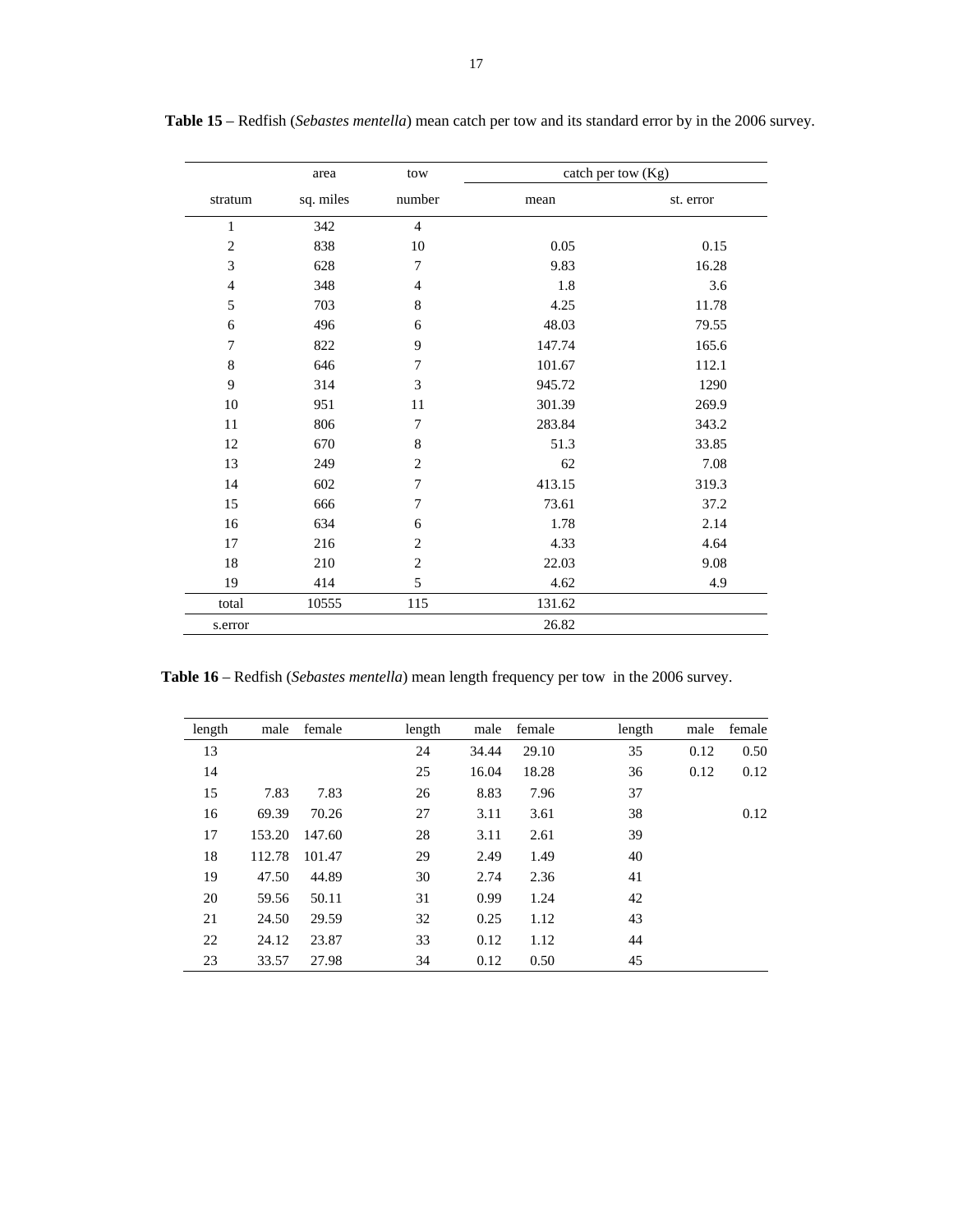**Table 15** – Redfish (*Sebastes mentella*) mean catch per tow and its standard error by in the 2006 survey.

| | area | tow | catch per tow (Kg) | |
|---|---|---|---|---|
| stratum | sq. miles | number | mean | st. error |
| 1 | 342 | 4 | | |
| 2 | 838 | 10 | 0.05 | 0.15 |
| 3 | 628 | 7 | 9.83 | 16.28 |
| 4 | 348 | 4 | 1.8 | 3.6 |
| 5 | 703 | 8 | 4.25 | 11.78 |
| 6 | 496 | 6 | 48.03 | 79.55 |
| 7 | 822 | 9 | 147.74 | 165.6 |
| 8 | 646 | 7 | 101.67 | 112.1 |
| 9 | 314 | 3 | 945.72 | 1290 |
| 10 | 951 | 11 | 301.39 | 269.9 |
| 11 | 806 | 7 | 283.84 | 343.2 |
| 12 | 670 | 8 | 51.3 | 33.85 |
| 13 | 249 | 2 | 62 | 7.08 |
| 14 | 602 | 7 | 413.15 | 319.3 |
| 15 | 666 | 7 | 73.61 | 37.2 |
| 16 | 634 | 6 | 1.78 | 2.14 |
| 17 | 216 | 2 | 4.33 | 4.64 |
| 18 | 210 | 2 | 22.03 | 9.08 |
| 19 | 414 | 5 | 4.62 | 4.9 |
| total | 10555 | 115 | 131.62 | |
| s.error | | | 26.82 | |

**Table 16** – Redfish (*Sebastes mentella*) mean length frequency per tow in the 2006 survey.

| length | male | female | length | male | female | length | male | female |
|---|---|---|---|---|---|---|---|---|
| 13 | | | 24 | 34.44 | 29.10 | 35 | 0.12 | 0.50 |
| 14 | | | 25 | 16.04 | 18.28 | 36 | 0.12 | 0.12 |
| 15 | 7.83 | 7.83 | 26 | 8.83 | 7.96 | 37 | | |
| 16 | 69.39 | 70.26 | 27 | 3.11 | 3.61 | 38 | | 0.12 |
| 17 | 153.20 | 147.60 | 28 | 3.11 | 2.61 | 39 | | |
| 18 | 112.78 | 101.47 | 29 | 2.49 | 1.49 | 40 | | |
| 19 | 47.50 | 44.89 | 30 | 2.74 | 2.36 | 41 | | |
| 20 | 59.56 | 50.11 | 31 | 0.99 | 1.24 | 42 | | |
| 21 | 24.50 | 29.59 | 32 | 0.25 | 1.12 | 43 | | |
| 22 | 24.12 | 23.87 | 33 | 0.12 | 1.12 | 44 | | |
| 23 | 33.57 | 27.98 | 34 | 0.12 | 0.50 | 45 | | |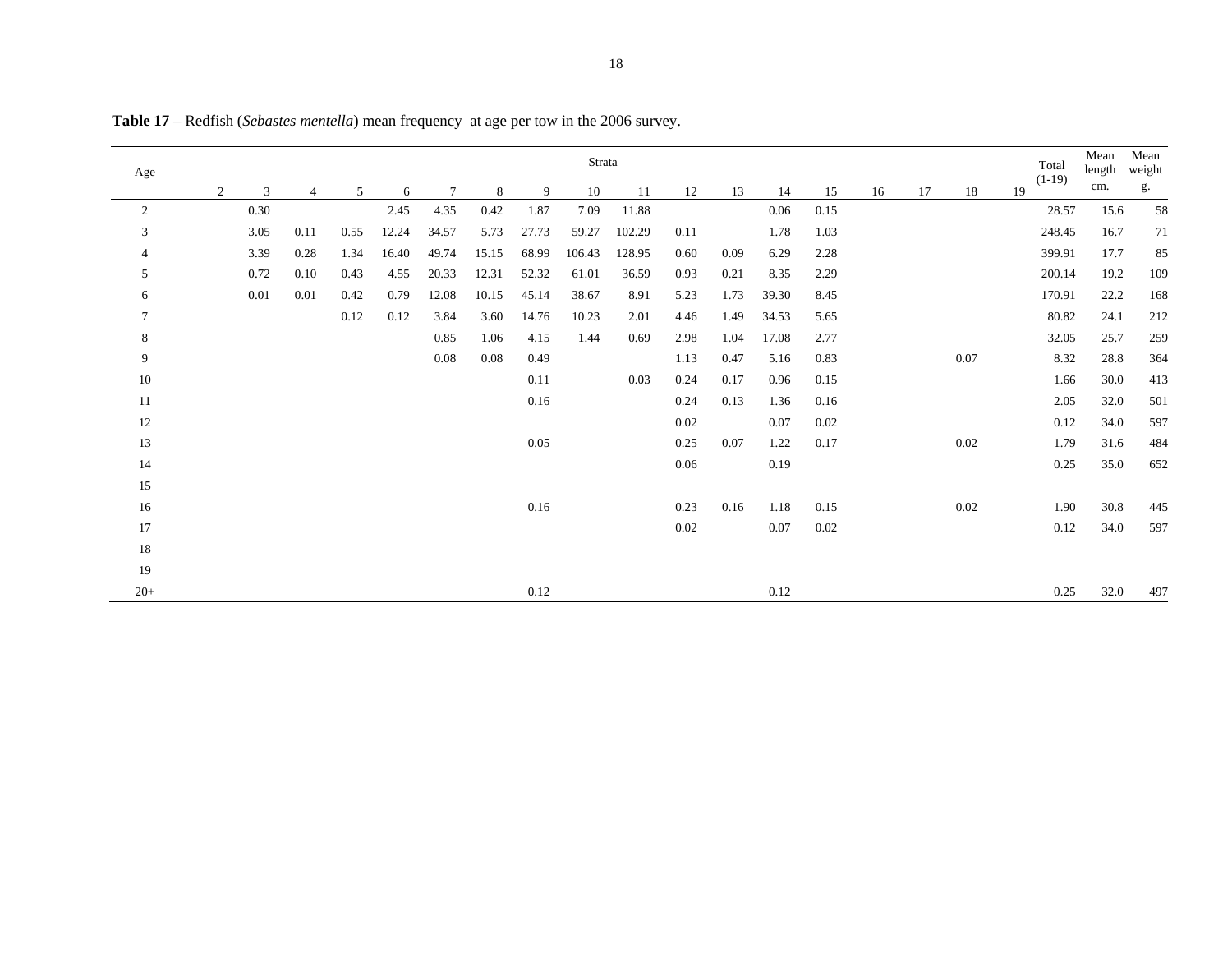**Table 17** – Redfish (*Sebastes mentella*) mean frequency at age per tow in the 2006 survey.

| Age | Strata | | | | | | | | | | | | | | | | | | Total (1-19) | Mean length cm. | Mean weight g. |
|---|---|---|---|---|---|---|---|---|---|---|---|---|---|---|---|---|---|---|---|---|---|
| | 2 | 3 | 4 | 5 | 6 | 7 | 8 | 9 | 10 | 11 | 12 | 13 | 14 | 15 | 16 | 17 | 18 | 19 | | | |
| 2 | | 0.30 | | | 2.45 | 4.35 | 0.42 | 1.87 | 7.09 | 11.88 | | | 0.06 | 0.15 | | | | | 28.57 | 15.6 | 58 |
| 3 | | 3.05 | 0.11 | 0.55 | 12.24 | 34.57 | 5.73 | 27.73 | 59.27 | 102.29 | 0.11 | | 1.78 | 1.03 | | | | | 248.45 | 16.7 | 71 |
| 4 | | 3.39 | 0.28 | 1.34 | 16.40 | 49.74 | 15.15 | 68.99 | 106.43 | 128.95 | 0.60 | 0.09 | 6.29 | 2.28 | | | | | 399.91 | 17.7 | 85 |
| 5 | | 0.72 | 0.10 | 0.43 | 4.55 | 20.33 | 12.31 | 52.32 | 61.01 | 36.59 | 0.93 | 0.21 | 8.35 | 2.29 | | | | | 200.14 | 19.2 | 109 |
| 6 | | 0.01 | 0.01 | 0.42 | 0.79 | 12.08 | 10.15 | 45.14 | 38.67 | 8.91 | 5.23 | 1.73 | 39.30 | 8.45 | | | | | 170.91 | 22.2 | 168 |
| 7 | | | | 0.12 | 0.12 | 3.84 | 3.60 | 14.76 | 10.23 | 2.01 | 4.46 | 1.49 | 34.53 | 5.65 | | | | | 80.82 | 24.1 | 212 |
| 8 | | | | | | 0.85 | 1.06 | 4.15 | 1.44 | 0.69 | 2.98 | 1.04 | 17.08 | 2.77 | | | | | 32.05 | 25.7 | 259 |
| 9 | | | | | | 0.08 | 0.08 | 0.49 | | | 1.13 | 0.47 | 5.16 | 0.83 | | | 0.07 | | 8.32 | 28.8 | 364 |
| 10 | | | | | | | | 0.11 | | 0.03 | 0.24 | 0.17 | 0.96 | 0.15 | | | | | 1.66 | 30.0 | 413 |
| 11 | | | | | | | | 0.16 | | | 0.24 | 0.13 | 1.36 | 0.16 | | | | | 2.05 | 32.0 | 501 |
| 12 | | | | | | | | | | | 0.02 | | 0.07 | 0.02 | | | | | 0.12 | 34.0 | 597 |
| 13 | | | | | | | | 0.05 | | | 0.25 | 0.07 | 1.22 | 0.17 | | | 0.02 | | 1.79 | 31.6 | 484 |
| 14 | | | | | | | | | | | 0.06 | | 0.19 | | | | | | 0.25 | 35.0 | 652 |
| 15 | | | | | | | | | | | | | | | | | | | | | |
| 16 | | | | | | | | 0.16 | | | 0.23 | 0.16 | 1.18 | 0.15 | | | 0.02 | | 1.90 | 30.8 | 445 |
| 17 | | | | | | | | | | | 0.02 | | 0.07 | 0.02 | | | | | 0.12 | 34.0 | 597 |
| 18 | | | | | | | | | | | | | | | | | | | | | |
| 19 | | | | | | | | | | | | | | | | | | | | | |
| 20+ | | | | | | | | 0.12 | | | | | 0.12 | | | | | | 0.25 | 32.0 | 497 |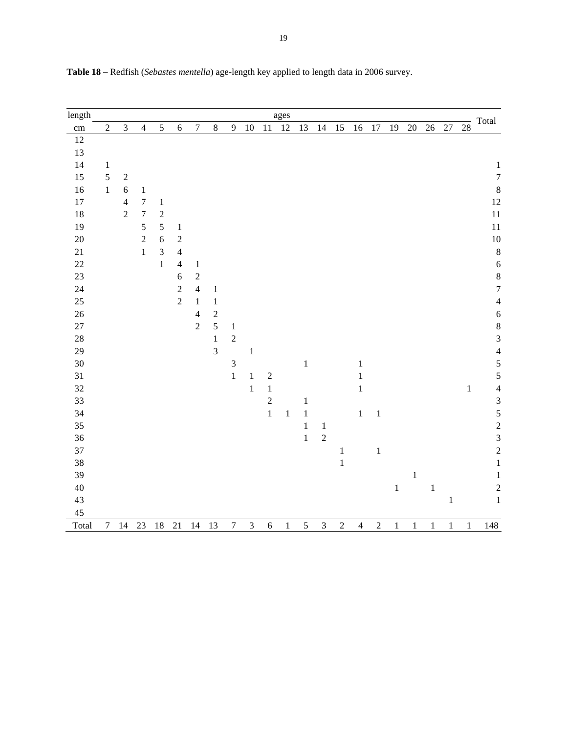**Table 18** – Redfish (*Sebastes mentella*) age-length key applied to length data in 2006 survey.

| length | ages | | | | | | | | | | | | | | | | | | | | | Total |
|---|---|---|---|---|---|---|---|---|---|---|---|---|---|---|---|---|---|---|---|---|---|---|
| cm | 2 | 3 | 4 | 5 | 6 | 7 | 8 | 9 | 10 | 11 | 12 | 13 | 14 | 15 | 16 | 17 | 19 | 20 | 26 | 27 | 28 | |
| 12 | | | | | | | | | | | | | | | | | | | | | | |
| 13 | | | | | | | | | | | | | | | | | | | | | | |
| 14 | 1 | | | | | | | | | | | | | | | | | | | | | 1 |
| 15 | 5 | 2 | | | | | | | | | | | | | | | | | | | | 7 |
| 16 | 1 | 6 | 1 | | | | | | | | | | | | | | | | | | | 8 |
| 17 | | 4 | 7 | 1 | | | | | | | | | | | | | | | | | | 12 |
| 18 | | 2 | 7 | 2 | | | | | | | | | | | | | | | | | | 11 |
| 19 | | | 5 | 5 | 1 | | | | | | | | | | | | | | | | | 11 |
| 20 | | | 2 | 6 | 2 | | | | | | | | | | | | | | | | | 10 |
| 21 | | | 1 | 3 | 4 | | | | | | | | | | | | | | | | | 8 |
| 22 | | | | 1 | 4 | 1 | | | | | | | | | | | | | | | | 6 |
| 23 | | | | | 6 | 2 | | | | | | | | | | | | | | | | 8 |
| 24 | | | | | 2 | 4 | 1 | | | | | | | | | | | | | | | 7 |
| 25 | | | | | 2 | 1 | 1 | | | | | | | | | | | | | | | 4 |
| 26 | | | | | | 4 | 2 | | | | | | | | | | | | | | | 6 |
| 27 | | | | | | 2 | 5 | 1 | | | | | | | | | | | | | | 8 |
| 28 | | | | | | | 1 | 2 | | | | | | | | | | | | | | 3 |
| 29 | | | | | | | 3 | | 1 | | | | | | | | | | | | | 4 |
| 30 | | | | | | | | 3 | | | | 1 | | | 1 | | | | | | | 5 |
| 31 | | | | | | | | 1 | 1 | 2 | | | | | 1 | | | | | | | 5 |
| 32 | | | | | | | | | 1 | 1 | | | | | 1 | | | | | | 1 | 4 |
| 33 | | | | | | | | | | 2 | | 1 | | | | | | | | | | 3 |
| 34 | | | | | | | | | | 1 | 1 | 1 | | | 1 | 1 | | | | | | 5 |
| 35 | | | | | | | | | | | | 1 | 1 | | | | | | | | | 2 |
| 36 | | | | | | | | | | | | 1 | 2 | | | | | | | | | 3 |
| 37 | | | | | | | | | | | | | | 1 | | 1 | | | | | | 2 |
| 38 | | | | | | | | | | | | | | 1 | | | | | | | | 1 |
| 39 | | | | | | | | | | | | | | | | | | 1 | | | | 1 |
| 40 | | | | | | | | | | | | | | | | | 1 | | 1 | | | 2 |
| 43 | | | | | | | | | | | | | | | | | | | | 1 | | 1 |
| 45 | | | | | | | | | | | | | | | | | | | | | | |
| Total | 7 | 14 | 23 | 18 | 21 | 14 | 13 | 7 | 3 | 6 | 1 | 5 | 3 | 2 | 4 | 2 | 1 | 1 | 1 | 1 | 1 | 148 |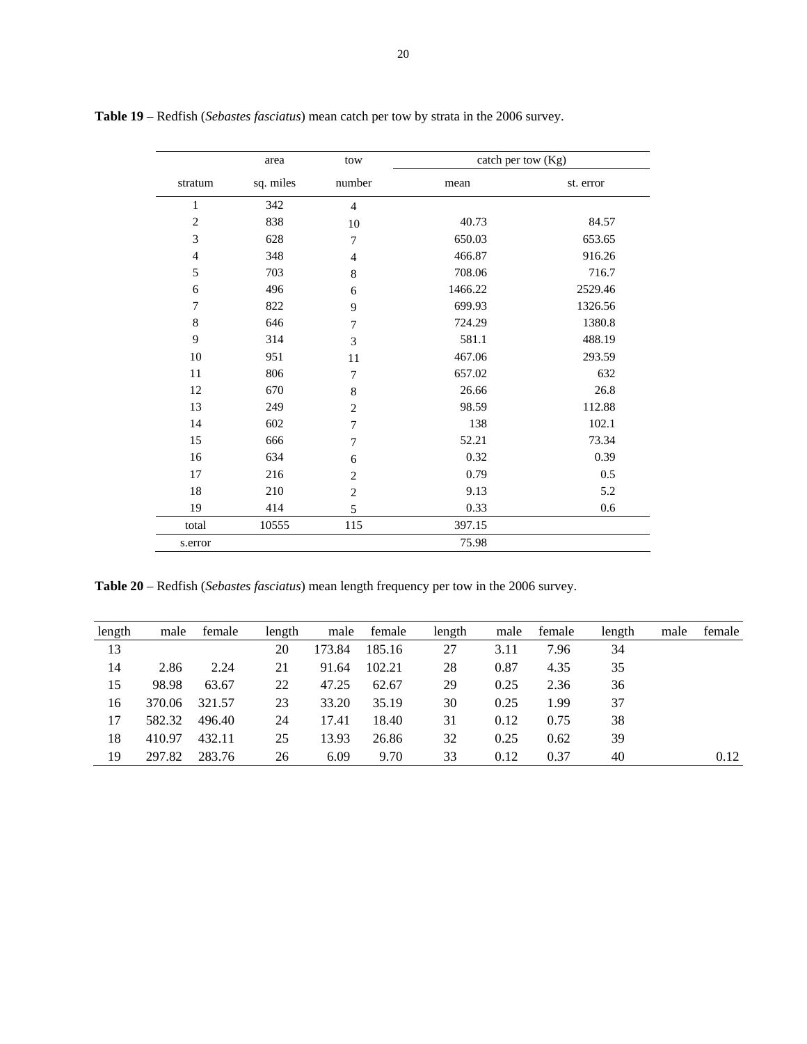**Table 19** – Redfish (*Sebastes fasciatus*) mean catch per tow by strata in the 2006 survey.

| stratum | area sq. miles | tow number | catch per tow (Kg) mean | st. error |
|---|---|---|---|---|
| 1 | 342 | 4 | | |
| 2 | 838 | 10 | 40.73 | 84.57 |
| 3 | 628 | 7 | 650.03 | 653.65 |
| 4 | 348 | 4 | 466.87 | 916.26 |
| 5 | 703 | 8 | 708.06 | 716.7 |
| 6 | 496 | 6 | 1466.22 | 2529.46 |
| 7 | 822 | 9 | 699.93 | 1326.56 |
| 8 | 646 | 7 | 724.29 | 1380.8 |
| 9 | 314 | 3 | 581.1 | 488.19 |
| 10 | 951 | 11 | 467.06 | 293.59 |
| 11 | 806 | 7 | 657.02 | 632 |
| 12 | 670 | 8 | 26.66 | 26.8 |
| 13 | 249 | 2 | 98.59 | 112.88 |
| 14 | 602 | 7 | 138 | 102.1 |
| 15 | 666 | 7 | 52.21 | 73.34 |
| 16 | 634 | 6 | 0.32 | 0.39 |
| 17 | 216 | 2 | 0.79 | 0.5 |
| 18 | 210 | 2 | 9.13 | 5.2 |
| 19 | 414 | 5 | 0.33 | 0.6 |
| total | 10555 | 115 | 397.15 | |
| s.error | | | 75.98 | |

**Table 20** – Redfish (*Sebastes fasciatus*) mean length frequency per tow in the 2006 survey.

| length | male | female | length | male | female | length | male | female | length | male | female |
|---|---|---|---|---|---|---|---|---|---|---|---|
| 13 | | | 20 | 173.84 | 185.16 | 27 | 3.11 | 7.96 | 34 | | |
| 14 | 2.86 | 2.24 | 21 | 91.64 | 102.21 | 28 | 0.87 | 4.35 | 35 | | |
| 15 | 98.98 | 63.67 | 22 | 47.25 | 62.67 | 29 | 0.25 | 2.36 | 36 | | |
| 16 | 370.06 | 321.57 | 23 | 33.20 | 35.19 | 30 | 0.25 | 1.99 | 37 | | |
| 17 | 582.32 | 496.40 | 24 | 17.41 | 18.40 | 31 | 0.12 | 0.75 | 38 | | |
| 18 | 410.97 | 432.11 | 25 | 13.93 | 26.86 | 32 | 0.25 | 0.62 | 39 | | |
| 19 | 297.82 | 283.76 | 26 | 6.09 | 9.70 | 33 | 0.12 | 0.37 | 40 | | 0.12 |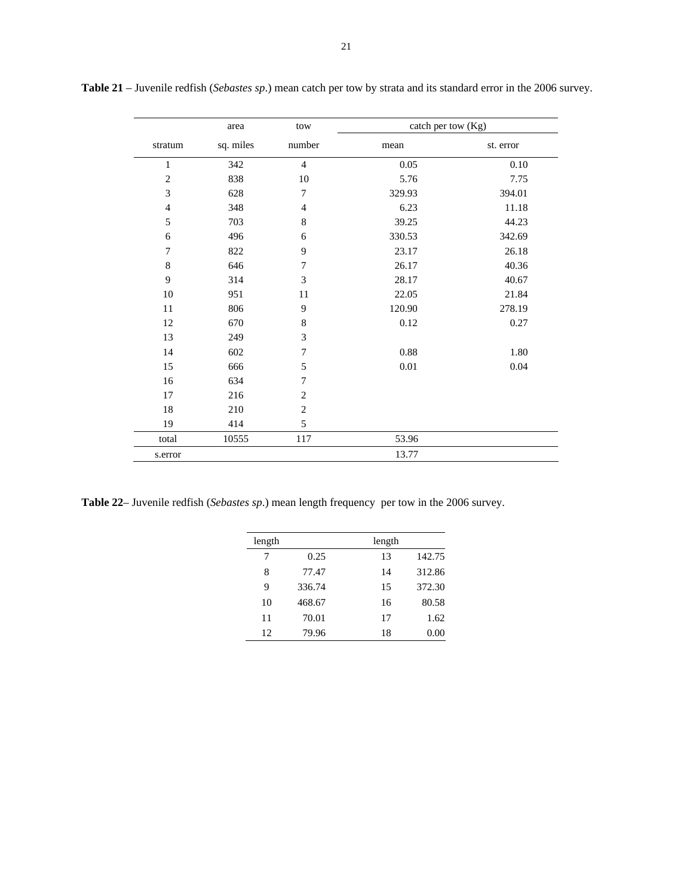**Table 21** – Juvenile redfish (*Sebastes sp*.) mean catch per tow by strata and its standard error in the 2006 survey.

| stratum | area sq. miles | tow number | catch per tow (Kg) mean | st. error |
|---|---|---|---|---|
| 1 | 342 | 4 | 0.05 | 0.10 |
| 2 | 838 | 10 | 5.76 | 7.75 |
| 3 | 628 | 7 | 329.93 | 394.01 |
| 4 | 348 | 4 | 6.23 | 11.18 |
| 5 | 703 | 8 | 39.25 | 44.23 |
| 6 | 496 | 6 | 330.53 | 342.69 |
| 7 | 822 | 9 | 23.17 | 26.18 |
| 8 | 646 | 7 | 26.17 | 40.36 |
| 9 | 314 | 3 | 28.17 | 40.67 |
| 10 | 951 | 11 | 22.05 | 21.84 |
| 11 | 806 | 9 | 120.90 | 278.19 |
| 12 | 670 | 8 | 0.12 | 0.27 |
| 13 | 249 | 3 | | |
| 14 | 602 | 7 | 0.88 | 1.80 |
| 15 | 666 | 5 | 0.01 | 0.04 |
| 16 | 634 | 7 | | |
| 17 | 216 | 2 | | |
| 18 | 210 | 2 | | |
| 19 | 414 | 5 | | |
| total | 10555 | 117 | 53.96 | |
| s.error | | | 13.77 | |

**Table 22**– Juvenile redfish (*Sebastes sp*.) mean length frequency per tow in the 2006 survey.

| length | | length | |
|---|---|---|---|
| 7 | 0.25 | 13 | 142.75 |
| 8 | 77.47 | 14 | 312.86 |
| 9 | 336.74 | 15 | 372.30 |
| 10 | 468.67 | 16 | 80.58 |
| 11 | 70.01 | 17 | 1.62 |
| 12 | 79.96 | 18 | 0.00 |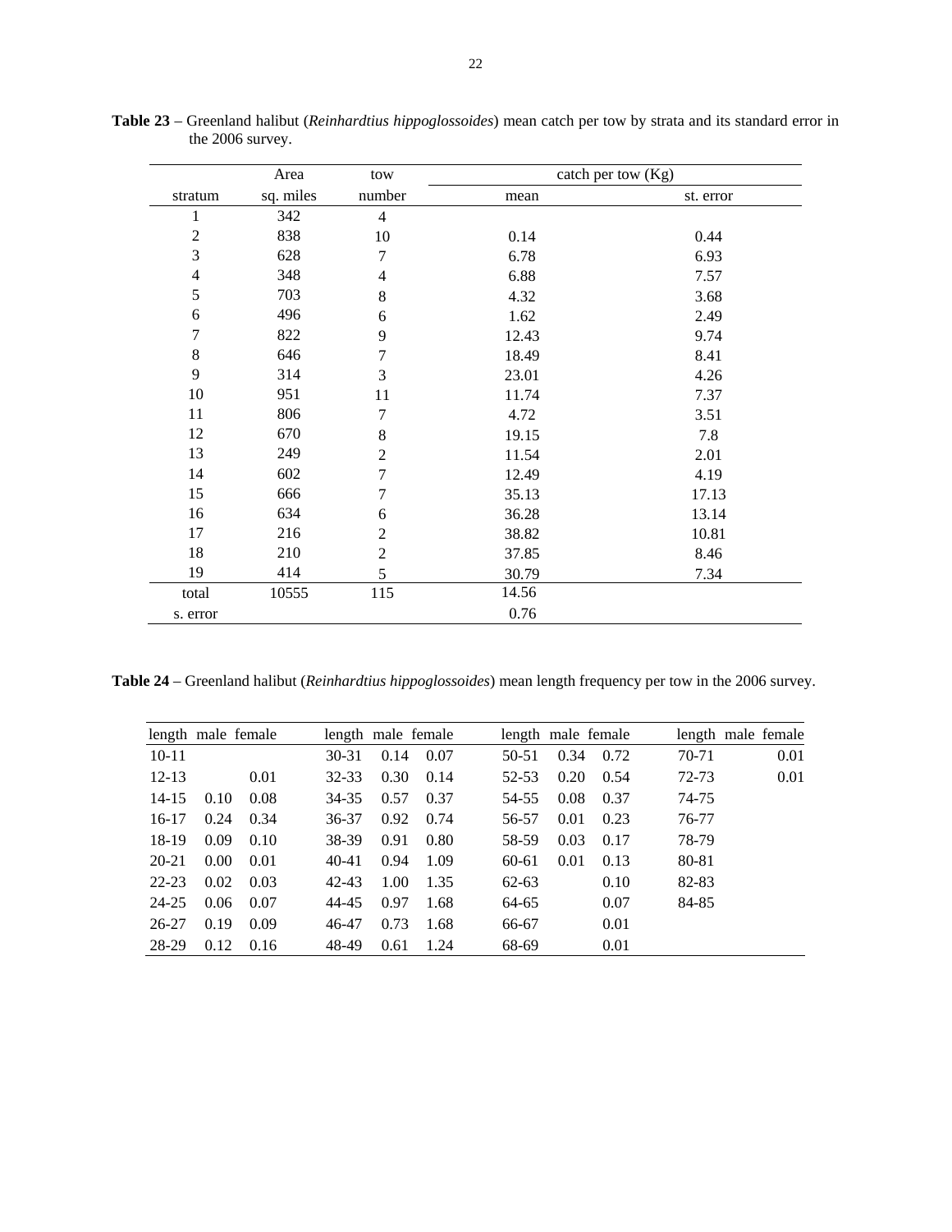**Table 23** – Greenland halibut (*Reinhardtius hippoglossoides*) mean catch per tow by strata and its standard error in the 2006 survey.

| stratum | Area sq. miles | tow number | catch per tow (Kg) mean | catch per tow (Kg) st. error |
|---|---|---|---|---|
| 1 | 342 | 4 | | |
| 2 | 838 | 10 | 0.14 | 0.44 |
| 3 | 628 | 7 | 6.78 | 6.93 |
| 4 | 348 | 4 | 6.88 | 7.57 |
| 5 | 703 | 8 | 4.32 | 3.68 |
| 6 | 496 | 6 | 1.62 | 2.49 |
| 7 | 822 | 9 | 12.43 | 9.74 |
| 8 | 646 | 7 | 18.49 | 8.41 |
| 9 | 314 | 3 | 23.01 | 4.26 |
| 10 | 951 | 11 | 11.74 | 7.37 |
| 11 | 806 | 7 | 4.72 | 3.51 |
| 12 | 670 | 8 | 19.15 | 7.8 |
| 13 | 249 | 2 | 11.54 | 2.01 |
| 14 | 602 | 7 | 12.49 | 4.19 |
| 15 | 666 | 7 | 35.13 | 17.13 |
| 16 | 634 | 6 | 36.28 | 13.14 |
| 17 | 216 | 2 | 38.82 | 10.81 |
| 18 | 210 | 2 | 37.85 | 8.46 |
| 19 | 414 | 5 | 30.79 | 7.34 |
| total | 10555 | 115 | 14.56 | |
| s. error | | | 0.76 | |

**Table 24** – Greenland halibut (*Reinhardtius hippoglossoides*) mean length frequency per tow in the 2006 survey.

| length | male | female | length | male | female | length | male | female | length | male | female |
|---|---|---|---|---|---|---|---|---|---|---|---|
| 10-11 | | | 30-31 | 0.14 | 0.07 | 50-51 | 0.34 | 0.72 | 70-71 | | 0.01 |
| 12-13 | | 0.01 | 32-33 | 0.30 | 0.14 | 52-53 | 0.20 | 0.54 | 72-73 | | 0.01 |
| 14-15 | 0.10 | 0.08 | 34-35 | 0.57 | 0.37 | 54-55 | 0.08 | 0.37 | 74-75 | | |
| 16-17 | 0.24 | 0.34 | 36-37 | 0.92 | 0.74 | 56-57 | 0.01 | 0.23 | 76-77 | | |
| 18-19 | 0.09 | 0.10 | 38-39 | 0.91 | 0.80 | 58-59 | 0.03 | 0.17 | 78-79 | | |
| 20-21 | 0.00 | 0.01 | 40-41 | 0.94 | 1.09 | 60-61 | 0.01 | 0.13 | 80-81 | | |
| 22-23 | 0.02 | 0.03 | 42-43 | 1.00 | 1.35 | 62-63 | | 0.10 | 82-83 | | |
| 24-25 | 0.06 | 0.07 | 44-45 | 0.97 | 1.68 | 64-65 | | 0.07 | 84-85 | | |
| 26-27 | 0.19 | 0.09 | 46-47 | 0.73 | 1.68 | 66-67 | | 0.01 | | | |
| 28-29 | 0.12 | 0.16 | 48-49 | 0.61 | 1.24 | 68-69 | | 0.01 | | | |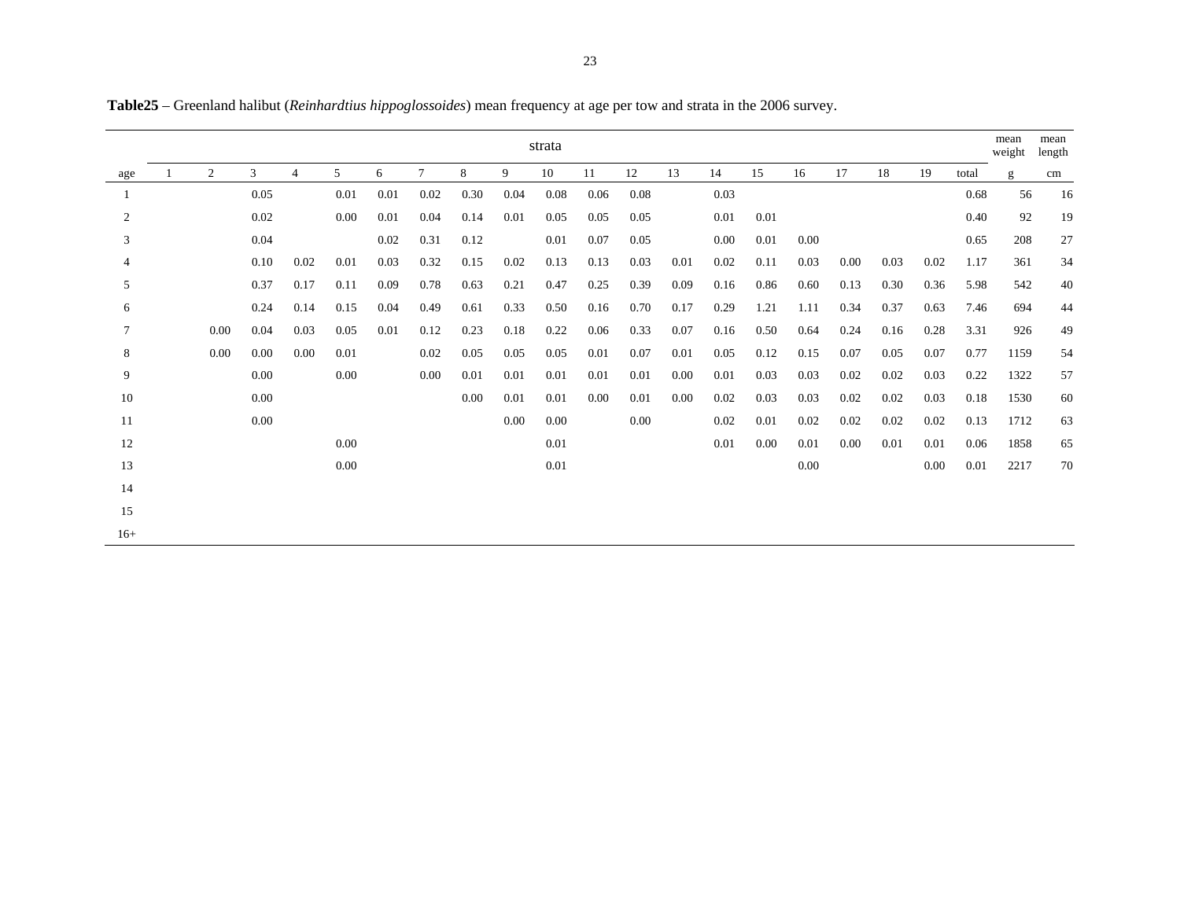**Table25** – Greenland halibut (*Reinhardtius hippoglossoides*) mean frequency at age per tow and strata in the 2006 survey.

| | strata | | | | | | | | | | | | | | | | | | | | mean weight | mean length |
|---|---|---|---|---|---|---|---|---|---|---|---|---|---|---|---|---|---|---|---|---|---|---|
| age | 1 | 2 | 3 | 4 | 5 | 6 | 7 | 8 | 9 | 10 | 11 | 12 | 13 | 14 | 15 | 16 | 17 | 18 | 19 | total | g | cm |
| 1 | | | 0.05 | | 0.01 | 0.01 | 0.02 | 0.30 | 0.04 | 0.08 | 0.06 | 0.08 | | 0.03 | | | | | | 0.68 | 56 | 16 |
| 2 | | | 0.02 | | 0.00 | 0.01 | 0.04 | 0.14 | 0.01 | 0.05 | 0.05 | 0.05 | | 0.01 | 0.01 | | | | | 0.40 | 92 | 19 |
| 3 | | | 0.04 | | | 0.02 | 0.31 | 0.12 | | 0.01 | 0.07 | 0.05 | | 0.00 | 0.01 | 0.00 | | | | 0.65 | 208 | 27 |
| 4 | | | 0.10 | 0.02 | 0.01 | 0.03 | 0.32 | 0.15 | 0.02 | 0.13 | 0.13 | 0.03 | 0.01 | 0.02 | 0.11 | 0.03 | 0.00 | 0.03 | 0.02 | 1.17 | 361 | 34 |
| 5 | | | 0.37 | 0.17 | 0.11 | 0.09 | 0.78 | 0.63 | 0.21 | 0.47 | 0.25 | 0.39 | 0.09 | 0.16 | 0.86 | 0.60 | 0.13 | 0.30 | 0.36 | 5.98 | 542 | 40 |
| 6 | | | 0.24 | 0.14 | 0.15 | 0.04 | 0.49 | 0.61 | 0.33 | 0.50 | 0.16 | 0.70 | 0.17 | 0.29 | 1.21 | 1.11 | 0.34 | 0.37 | 0.63 | 7.46 | 694 | 44 |
| 7 | | 0.00 | 0.04 | 0.03 | 0.05 | 0.01 | 0.12 | 0.23 | 0.18 | 0.22 | 0.06 | 0.33 | 0.07 | 0.16 | 0.50 | 0.64 | 0.24 | 0.16 | 0.28 | 3.31 | 926 | 49 |
| 8 | | 0.00 | 0.00 | 0.00 | 0.01 | | 0.02 | 0.05 | 0.05 | 0.05 | 0.01 | 0.07 | 0.01 | 0.05 | 0.12 | 0.15 | 0.07 | 0.05 | 0.07 | 0.77 | 1159 | 54 |
| 9 | | | 0.00 | | 0.00 | | 0.00 | 0.01 | 0.01 | 0.01 | 0.01 | 0.01 | 0.00 | 0.01 | 0.03 | 0.03 | 0.02 | 0.02 | 0.03 | 0.22 | 1322 | 57 |
| 10 | | | 0.00 | | | | | 0.00 | 0.01 | 0.01 | 0.00 | 0.01 | 0.00 | 0.02 | 0.03 | 0.03 | 0.02 | 0.02 | 0.03 | 0.18 | 1530 | 60 |
| 11 | | | 0.00 | | | | | | 0.00 | 0.00 | | 0.00 | | 0.02 | 0.01 | 0.02 | 0.02 | 0.02 | 0.02 | 0.13 | 1712 | 63 |
| 12 | | | | | 0.00 | | | | | 0.01 | | | | 0.01 | 0.00 | 0.01 | 0.00 | 0.01 | 0.01 | 0.06 | 1858 | 65 |
| 13 | | | | | 0.00 | | | | | 0.01 | | | | | | 0.00 | | | 0.00 | 0.01 | 2217 | 70 |
| 14 | | | | | | | | | | | | | | | | | | | | | | |
| 15 | | | | | | | | | | | | | | | | | | | | | | |
| 16+ | | | | | | | | | | | | | | | | | | | | | | |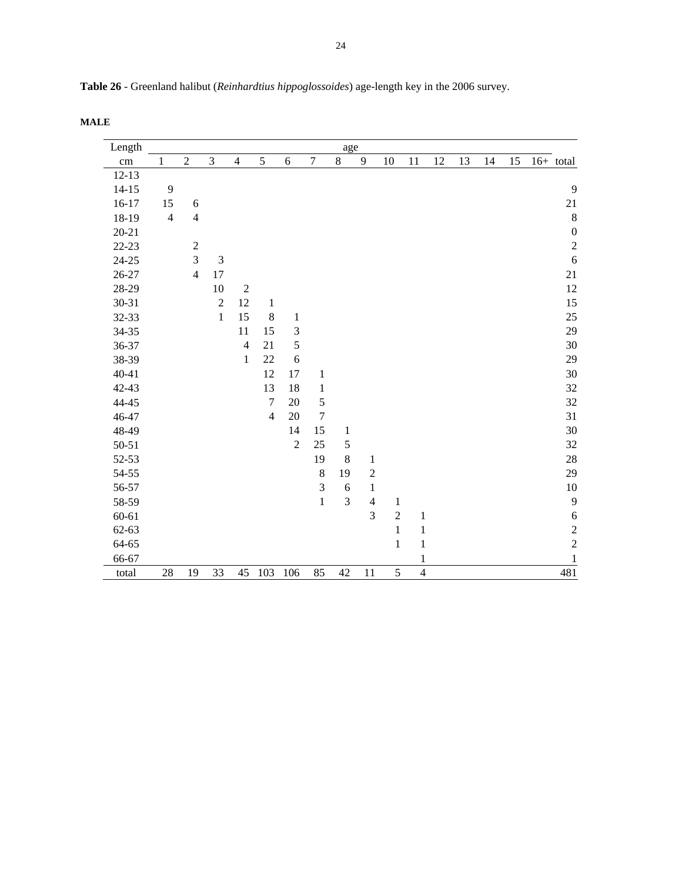**Table 26** - Greenland halibut (*Reinhardtius hippoglossoides*) age-length key in the 2006 survey.

**MALE**

| Length | age | | | | | | | | | | | | | | | | |
|---|---|---|---|---|---|---|---|---|---|---|---|---|---|---|---|---|---|
| cm | 1 | 2 | 3 | 4 | 5 | 6 | 7 | 8 | 9 | 10 | 11 | 12 | 13 | 14 | 15 | 16+ | total |
| 12-13 | | | | | | | | | | | | | | | | | |
| 14-15 | 9 | | | | | | | | | | | | | | | | 9 |
| 16-17 | 15 | 6 | | | | | | | | | | | | | | | 21 |
| 18-19 | 4 | 4 | | | | | | | | | | | | | | | 8 |
| 20-21 | | | | | | | | | | | | | | | | | 0 |
| 22-23 | | 2 | | | | | | | | | | | | | | | 2 |
| 24-25 | | 3 | 3 | | | | | | | | | | | | | | 6 |
| 26-27 | | 4 | 17 | | | | | | | | | | | | | | 21 |
| 28-29 | | | 10 | 2 | | | | | | | | | | | | | 12 |
| 30-31 | | | 2 | 12 | 1 | | | | | | | | | | | | 15 |
| 32-33 | | | 1 | 15 | 8 | 1 | | | | | | | | | | | 25 |
| 34-35 | | | | 11 | 15 | 3 | | | | | | | | | | | 29 |
| 36-37 | | | | 4 | 21 | 5 | | | | | | | | | | | 30 |
| 38-39 | | | | 1 | 22 | 6 | | | | | | | | | | | 29 |
| 40-41 | | | | | 12 | 17 | 1 | | | | | | | | | | 30 |
| 42-43 | | | | | 13 | 18 | 1 | | | | | | | | | | 32 |
| 44-45 | | | | | 7 | 20 | 5 | | | | | | | | | | 32 |
| 46-47 | | | | | 4 | 20 | 7 | | | | | | | | | | 31 |
| 48-49 | | | | | | 14 | 15 | 1 | | | | | | | | | 30 |
| 50-51 | | | | | | 2 | 25 | 5 | | | | | | | | | 32 |
| 52-53 | | | | | | | 19 | 8 | 1 | | | | | | | | 28 |
| 54-55 | | | | | | | 8 | 19 | 2 | | | | | | | | 29 |
| 56-57 | | | | | | | 3 | 6 | 1 | | | | | | | | 10 |
| 58-59 | | | | | | | 1 | 3 | 4 | 1 | | | | | | | 9 |
| 60-61 | | | | | | | | | 3 | 2 | 1 | | | | | | 6 |
| 62-63 | | | | | | | | | | 1 | 1 | | | | | | 2 |
| 64-65 | | | | | | | | | | 1 | 1 | | | | | | 2 |
| 66-67 | | | | | | | | | | | 1 | | | | | | 1 |
| total | 28 | 19 | 33 | 45 | 103 | 106 | 85 | 42 | 11 | 5 | 4 | | | | | | 481 |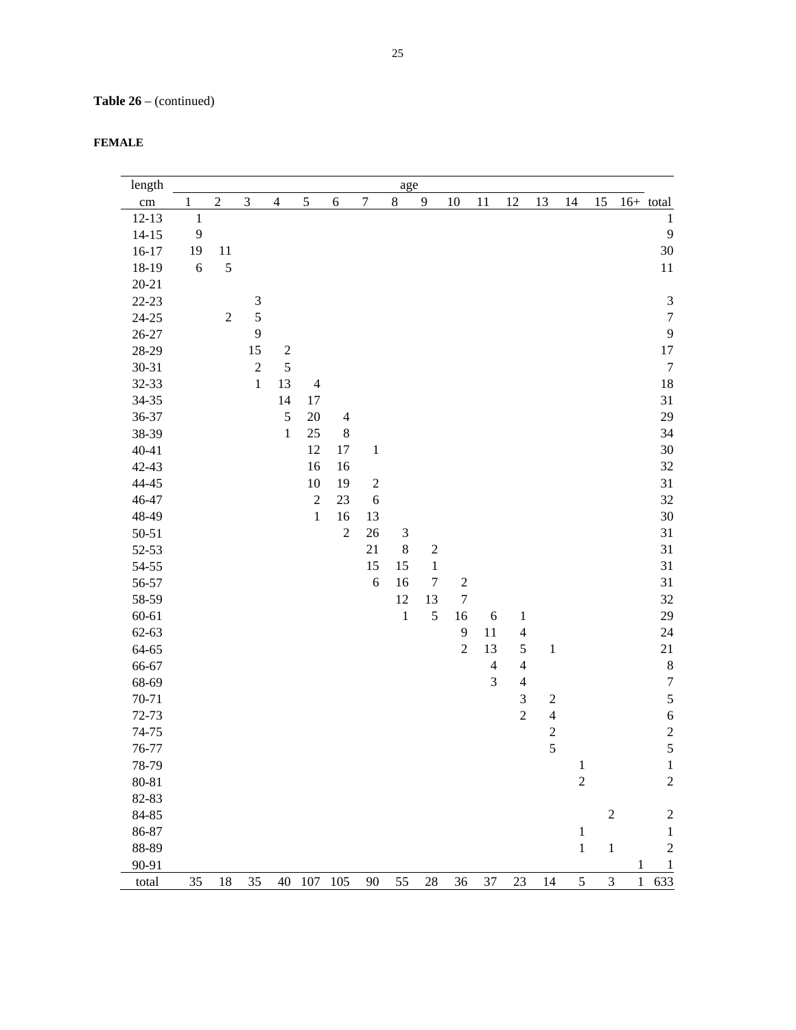**Table 26** – (continued)

**FEMALE**

| length | age | | | | | | | | | | | | | | | | |
|---|---|---|---|---|---|---|---|---|---|---|---|---|---|---|---|---|---|
| cm | 1 | 2 | 3 | 4 | 5 | 6 | 7 | 8 | 9 | 10 | 11 | 12 | 13 | 14 | 15 | 16+ | total |
| 12-13 | 1 | | | | | | | | | | | | | | | | 1 |
| 14-15 | 9 | | | | | | | | | | | | | | | | 9 |
| 16-17 | 19 | 11 | | | | | | | | | | | | | | | 30 |
| 18-19 | 6 | 5 | | | | | | | | | | | | | | | 11 |
| 20-21 | | | | | | | | | | | | | | | | | |
| 22-23 | | | 3 | | | | | | | | | | | | | | 3 |
| 24-25 | | 2 | 5 | | | | | | | | | | | | | | 7 |
| 26-27 | | | 9 | | | | | | | | | | | | | | 9 |
| 28-29 | | | 15 | 2 | | | | | | | | | | | | | 17 |
| 30-31 | | | 2 | 5 | | | | | | | | | | | | | 7 |
| 32-33 | | | 1 | 13 | 4 | | | | | | | | | | | | 18 |
| 34-35 | | | | 14 | 17 | | | | | | | | | | | | 31 |
| 36-37 | | | | 5 | 20 | 4 | | | | | | | | | | | 29 |
| 38-39 | | | | 1 | 25 | 8 | | | | | | | | | | | 34 |
| 40-41 | | | | | 12 | 17 | 1 | | | | | | | | | | 30 |
| 42-43 | | | | | 16 | 16 | | | | | | | | | | | 32 |
| 44-45 | | | | | 10 | 19 | 2 | | | | | | | | | | 31 |
| 46-47 | | | | | 2 | 23 | 6 | | | | | | | | | | 32 |
| 48-49 | | | | | 1 | 16 | 13 | | | | | | | | | | 30 |
| 50-51 | | | | | | 2 | 26 | 3 | | | | | | | | | 31 |
| 52-53 | | | | | | | 21 | 8 | 2 | | | | | | | | 31 |
| 54-55 | | | | | | | 15 | 15 | 1 | | | | | | | | 31 |
| 56-57 | | | | | | | 6 | 16 | 7 | 2 | | | | | | | 31 |
| 58-59 | | | | | | | | 12 | 13 | 7 | | | | | | | 32 |
| 60-61 | | | | | | | | 1 | 5 | 16 | 6 | 1 | | | | | 29 |
| 62-63 | | | | | | | | | | 9 | 11 | 4 | | | | | 24 |
| 64-65 | | | | | | | | | | 2 | 13 | 5 | 1 | | | | 21 |
| 66-67 | | | | | | | | | | | 4 | 4 | | | | | 8 |
| 68-69 | | | | | | | | | | | 3 | 4 | | | | | 7 |
| 70-71 | | | | | | | | | | | | 3 | 2 | | | | 5 |
| 72-73 | | | | | | | | | | | | 2 | 4 | | | | 6 |
| 74-75 | | | | | | | | | | | | | 2 | | | | 2 |
| 76-77 | | | | | | | | | | | | | 5 | | | | 5 |
| 78-79 | | | | | | | | | | | | | | 1 | | | 1 |
| 80-81 | | | | | | | | | | | | | | 2 | | | 2 |
| 82-83 | | | | | | | | | | | | | | | | | |
| 84-85 | | | | | | | | | | | | | | | 2 | | 2 |
| 86-87 | | | | | | | | | | | | | | 1 | | | 1 |
| 88-89 | | | | | | | | | | | | | | 1 | 1 | | 2 |
| 90-91 | | | | | | | | | | | | | | | | 1 | 1 |
| total | 35 | 18 | 35 | 40 | 107 | 105 | 90 | 55 | 28 | 36 | 37 | 23 | 14 | 5 | 3 | 1 | 633 |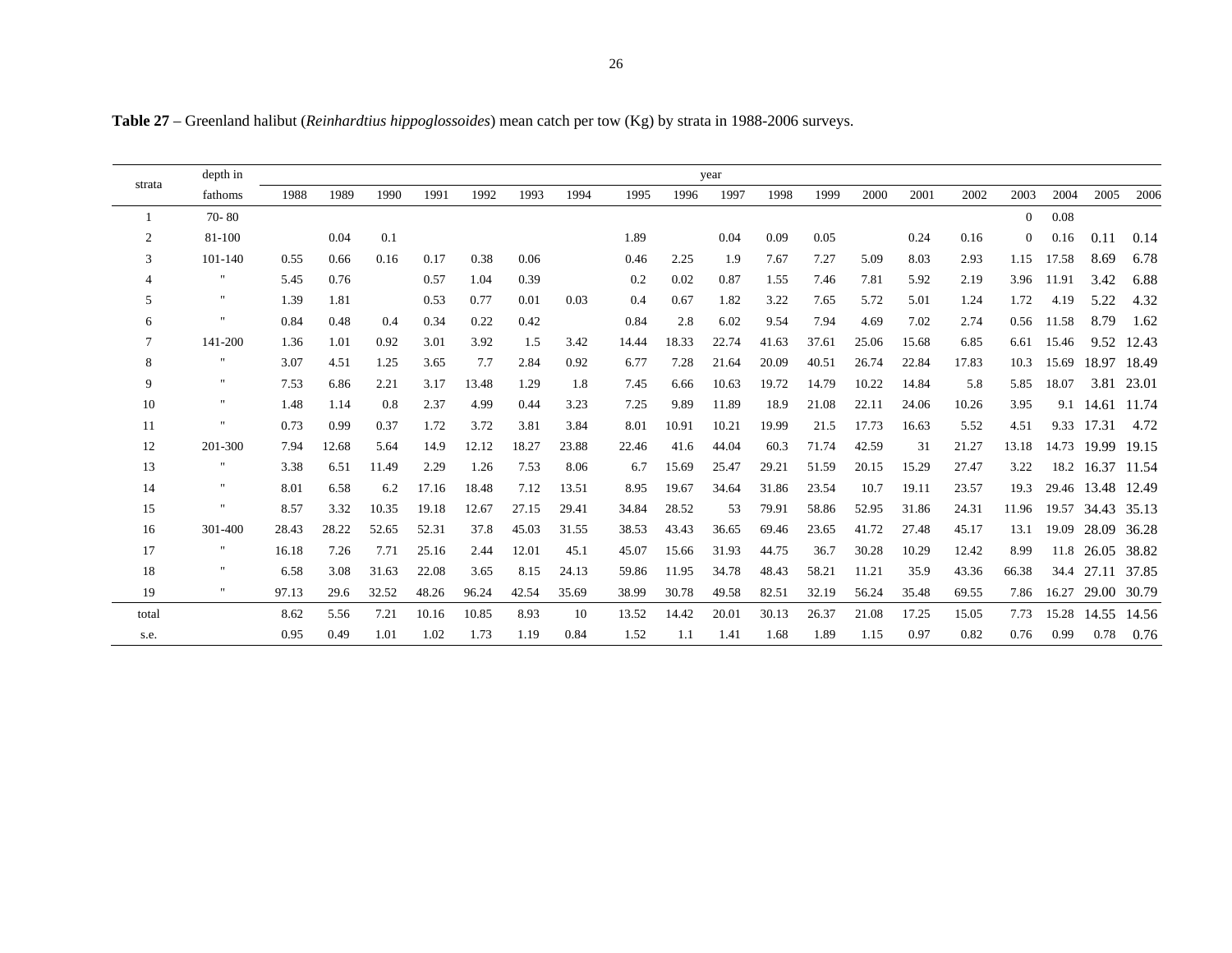**Table 27** – Greenland halibut (*Reinhardtius hippoglossoides*) mean catch per tow (Kg) by strata in 1988-2006 surveys.

| strata | depth in fathoms | year | | | | | | | | | | | | | | | | | | |
|---|---|---|---|---|---|---|---|---|---|---|---|---|---|---|---|---|---|---|---|---|
| | | 1988 | 1989 | 1990 | 1991 | 1992 | 1993 | 1994 | 1995 | 1996 | 1997 | 1998 | 1999 | 2000 | 2001 | 2002 | 2003 | 2004 | 2005 | 2006 |
| 1 | 70- 80 | | | | | | | | | | | | | | | | 0 | 0.08 | | |
| 2 | 81-100 | | 0.04 | 0.1 | | | | | 1.89 | | 0.04 | 0.09 | 0.05 | | 0.24 | 0.16 | 0 | 0.16 | 0.11 | 0.14 |
| 3 | 101-140 | 0.55 | 0.66 | 0.16 | 0.17 | 0.38 | 0.06 | | 0.46 | 2.25 | 1.9 | 7.67 | 7.27 | 5.09 | 8.03 | 2.93 | 1.15 | 17.58 | 8.69 | 6.78 |
| 4 | " | 5.45 | 0.76 | | 0.57 | 1.04 | 0.39 | | 0.2 | 0.02 | 0.87 | 1.55 | 7.46 | 7.81 | 5.92 | 2.19 | 3.96 | 11.91 | 3.42 | 6.88 |
| 5 | " | 1.39 | 1.81 | | 0.53 | 0.77 | 0.01 | 0.03 | 0.4 | 0.67 | 1.82 | 3.22 | 7.65 | 5.72 | 5.01 | 1.24 | 1.72 | 4.19 | 5.22 | 4.32 |
| 6 | " | 0.84 | 0.48 | 0.4 | 0.34 | 0.22 | 0.42 | | 0.84 | 2.8 | 6.02 | 9.54 | 7.94 | 4.69 | 7.02 | 2.74 | 0.56 | 11.58 | 8.79 | 1.62 |
| 7 | 141-200 | 1.36 | 1.01 | 0.92 | 3.01 | 3.92 | 1.5 | 3.42 | 14.44 | 18.33 | 22.74 | 41.63 | 37.61 | 25.06 | 15.68 | 6.85 | 6.61 | 15.46 | 9.52 | 12.43 |
| 8 | " | 3.07 | 4.51 | 1.25 | 3.65 | 7.7 | 2.84 | 0.92 | 6.77 | 7.28 | 21.64 | 20.09 | 40.51 | 26.74 | 22.84 | 17.83 | 10.3 | 15.69 | 18.97 | 18.49 |
| 9 | " | 7.53 | 6.86 | 2.21 | 3.17 | 13.48 | 1.29 | 1.8 | 7.45 | 6.66 | 10.63 | 19.72 | 14.79 | 10.22 | 14.84 | 5.8 | 5.85 | 18.07 | 3.81 | 23.01 |
| 10 | " | 1.48 | 1.14 | 0.8 | 2.37 | 4.99 | 0.44 | 3.23 | 7.25 | 9.89 | 11.89 | 18.9 | 21.08 | 22.11 | 24.06 | 10.26 | 3.95 | 9.1 | 14.61 | 11.74 |
| 11 | " | 0.73 | 0.99 | 0.37 | 1.72 | 3.72 | 3.81 | 3.84 | 8.01 | 10.91 | 10.21 | 19.99 | 21.5 | 17.73 | 16.63 | 5.52 | 4.51 | 9.33 | 17.31 | 4.72 |
| 12 | 201-300 | 7.94 | 12.68 | 5.64 | 14.9 | 12.12 | 18.27 | 23.88 | 22.46 | 41.6 | 44.04 | 60.3 | 71.74 | 42.59 | 31 | 21.27 | 13.18 | 14.73 | 19.99 | 19.15 |
| 13 | " | 3.38 | 6.51 | 11.49 | 2.29 | 1.26 | 7.53 | 8.06 | 6.7 | 15.69 | 25.47 | 29.21 | 51.59 | 20.15 | 15.29 | 27.47 | 3.22 | 18.2 | 16.37 | 11.54 |
| 14 | " | 8.01 | 6.58 | 6.2 | 17.16 | 18.48 | 7.12 | 13.51 | 8.95 | 19.67 | 34.64 | 31.86 | 23.54 | 10.7 | 19.11 | 23.57 | 19.3 | 29.46 | 13.48 | 12.49 |
| 15 | " | 8.57 | 3.32 | 10.35 | 19.18 | 12.67 | 27.15 | 29.41 | 34.84 | 28.52 | 53 | 79.91 | 58.86 | 52.95 | 31.86 | 24.31 | 11.96 | 19.57 | 34.43 | 35.13 |
| 16 | 301-400 | 28.43 | 28.22 | 52.65 | 52.31 | 37.8 | 45.03 | 31.55 | 38.53 | 43.43 | 36.65 | 69.46 | 23.65 | 41.72 | 27.48 | 45.17 | 13.1 | 19.09 | 28.09 | 36.28 |
| 17 | " | 16.18 | 7.26 | 7.71 | 25.16 | 2.44 | 12.01 | 45.1 | 45.07 | 15.66 | 31.93 | 44.75 | 36.7 | 30.28 | 10.29 | 12.42 | 8.99 | 11.8 | 26.05 | 38.82 |
| 18 | " | 6.58 | 3.08 | 31.63 | 22.08 | 3.65 | 8.15 | 24.13 | 59.86 | 11.95 | 34.78 | 48.43 | 58.21 | 11.21 | 35.9 | 43.36 | 66.38 | 34.4 | 27.11 | 37.85 |
| 19 | " | 97.13 | 29.6 | 32.52 | 48.26 | 96.24 | 42.54 | 35.69 | 38.99 | 30.78 | 49.58 | 82.51 | 32.19 | 56.24 | 35.48 | 69.55 | 7.86 | 16.27 | 29.00 | 30.79 |
| total | | 8.62 | 5.56 | 7.21 | 10.16 | 10.85 | 8.93 | 10 | 13.52 | 14.42 | 20.01 | 30.13 | 26.37 | 21.08 | 17.25 | 15.05 | 7.73 | 15.28 | 14.55 | 14.56 |
| s.e. | | 0.95 | 0.49 | 1.01 | 1.02 | 1.73 | 1.19 | 0.84 | 1.52 | 1.1 | 1.41 | 1.68 | 1.89 | 1.15 | 0.97 | 0.82 | 0.76 | 0.99 | 0.78 | 0.76 |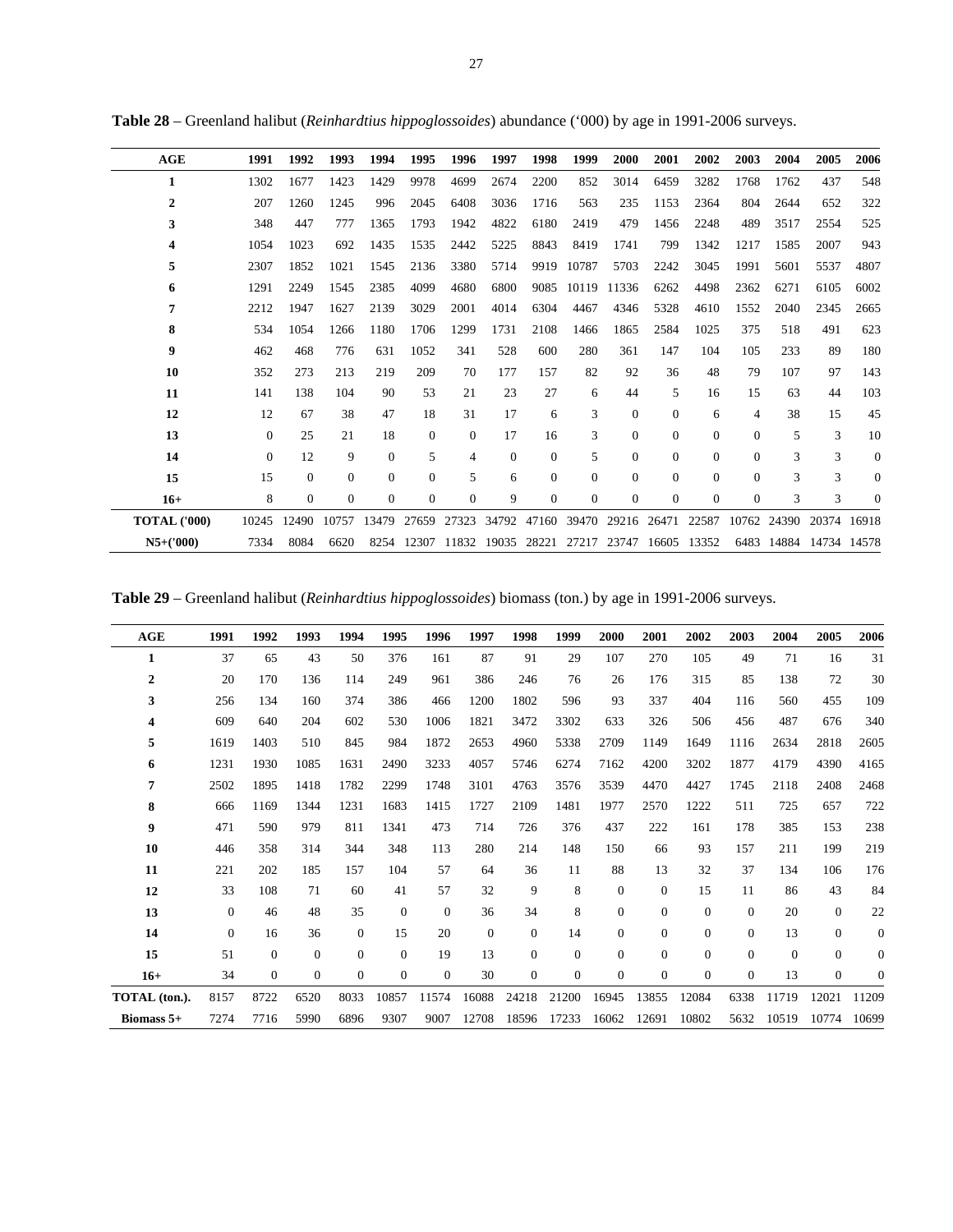**Table 28** – Greenland halibut (*Reinhardtius hippoglossoides*) abundance ('000) by age in 1991-2006 surveys.

| AGE | 1991 | 1992 | 1993 | 1994 | 1995 | 1996 | 1997 | 1998 | 1999 | 2000 | 2001 | 2002 | 2003 | 2004 | 2005 | 2006 |
|---|---|---|---|---|---|---|---|---|---|---|---|---|---|---|---|---|
| **1** | 1302 | 1677 | 1423 | 1429 | 9978 | 4699 | 2674 | 2200 | 852 | 3014 | 6459 | 3282 | 1768 | 1762 | 437 | 548 |
| **2** | 207 | 1260 | 1245 | 996 | 2045 | 6408 | 3036 | 1716 | 563 | 235 | 1153 | 2364 | 804 | 2644 | 652 | 322 |
| **3** | 348 | 447 | 777 | 1365 | 1793 | 1942 | 4822 | 6180 | 2419 | 479 | 1456 | 2248 | 489 | 3517 | 2554 | 525 |
| **4** | 1054 | 1023 | 692 | 1435 | 1535 | 2442 | 5225 | 8843 | 8419 | 1741 | 799 | 1342 | 1217 | 1585 | 2007 | 943 |
| **5** | 2307 | 1852 | 1021 | 1545 | 2136 | 3380 | 5714 | 9919 | 10787 | 5703 | 2242 | 3045 | 1991 | 5601 | 5537 | 4807 |
| **6** | 1291 | 2249 | 1545 | 2385 | 4099 | 4680 | 6800 | 9085 | 10119 | 11336 | 6262 | 4498 | 2362 | 6271 | 6105 | 6002 |
| **7** | 2212 | 1947 | 1627 | 2139 | 3029 | 2001 | 4014 | 6304 | 4467 | 4346 | 5328 | 4610 | 1552 | 2040 | 2345 | 2665 |
| **8** | 534 | 1054 | 1266 | 1180 | 1706 | 1299 | 1731 | 2108 | 1466 | 1865 | 2584 | 1025 | 375 | 518 | 491 | 623 |
| **9** | 462 | 468 | 776 | 631 | 1052 | 341 | 528 | 600 | 280 | 361 | 147 | 104 | 105 | 233 | 89 | 180 |
| **10** | 352 | 273 | 213 | 219 | 209 | 70 | 177 | 157 | 82 | 92 | 36 | 48 | 79 | 107 | 97 | 143 |
| **11** | 141 | 138 | 104 | 90 | 53 | 21 | 23 | 27 | 6 | 44 | 5 | 16 | 15 | 63 | 44 | 103 |
| **12** | 12 | 67 | 38 | 47 | 18 | 31 | 17 | 6 | 3 | 0 | 0 | 6 | 4 | 38 | 15 | 45 |
| **13** | 0 | 25 | 21 | 18 | 0 | 0 | 17 | 16 | 3 | 0 | 0 | 0 | 0 | 5 | 3 | 10 |
| **14** | 0 | 12 | 9 | 0 | 5 | 4 | 0 | 0 | 5 | 0 | 0 | 0 | 0 | 3 | 3 | 0 |
| **15** | 15 | 0 | 0 | 0 | 0 | 5 | 6 | 0 | 0 | 0 | 0 | 0 | 0 | 3 | 3 | 0 |
| **16+** | 8 | 0 | 0 | 0 | 0 | 0 | 9 | 0 | 0 | 0 | 0 | 0 | 0 | 3 | 3 | 0 |
| **TOTAL ('000)** | 10245 | 12490 | 10757 | 13479 | 27659 | 27323 | 34792 | 47160 | 39470 | 29216 | 26471 | 22587 | 10762 | 24390 | 20374 | 16918 |
| **N5+('000)** | 7334 | 8084 | 6620 | 8254 | 12307 | 11832 | 19035 | 28221 | 27217 | 23747 | 16605 | 13352 | 6483 | 14884 | 14734 | 14578 |

**Table 29** – Greenland halibut (*Reinhardtius hippoglossoides*) biomass (ton.) by age in 1991-2006 surveys.

| AGE | 1991 | 1992 | 1993 | 1994 | 1995 | 1996 | 1997 | 1998 | 1999 | 2000 | 2001 | 2002 | 2003 | 2004 | 2005 | 2006 |
|---|---|---|---|---|---|---|---|---|---|---|---|---|---|---|---|---|
| **1** | 37 | 65 | 43 | 50 | 376 | 161 | 87 | 91 | 29 | 107 | 270 | 105 | 49 | 71 | 16 | 31 |
| **2** | 20 | 170 | 136 | 114 | 249 | 961 | 386 | 246 | 76 | 26 | 176 | 315 | 85 | 138 | 72 | 30 |
| **3** | 256 | 134 | 160 | 374 | 386 | 466 | 1200 | 1802 | 596 | 93 | 337 | 404 | 116 | 560 | 455 | 109 |
| **4** | 609 | 640 | 204 | 602 | 530 | 1006 | 1821 | 3472 | 3302 | 633 | 326 | 506 | 456 | 487 | 676 | 340 |
| **5** | 1619 | 1403 | 510 | 845 | 984 | 1872 | 2653 | 4960 | 5338 | 2709 | 1149 | 1649 | 1116 | 2634 | 2818 | 2605 |
| **6** | 1231 | 1930 | 1085 | 1631 | 2490 | 3233 | 4057 | 5746 | 6274 | 7162 | 4200 | 3202 | 1877 | 4179 | 4390 | 4165 |
| **7** | 2502 | 1895 | 1418 | 1782 | 2299 | 1748 | 3101 | 4763 | 3576 | 3539 | 4470 | 4427 | 1745 | 2118 | 2408 | 2468 |
| **8** | 666 | 1169 | 1344 | 1231 | 1683 | 1415 | 1727 | 2109 | 1481 | 1977 | 2570 | 1222 | 511 | 725 | 657 | 722 |
| **9** | 471 | 590 | 979 | 811 | 1341 | 473 | 714 | 726 | 376 | 437 | 222 | 161 | 178 | 385 | 153 | 238 |
| **10** | 446 | 358 | 314 | 344 | 348 | 113 | 280 | 214 | 148 | 150 | 66 | 93 | 157 | 211 | 199 | 219 |
| **11** | 221 | 202 | 185 | 157 | 104 | 57 | 64 | 36 | 11 | 88 | 13 | 32 | 37 | 134 | 106 | 176 |
| **12** | 33 | 108 | 71 | 60 | 41 | 57 | 32 | 9 | 8 | 0 | 0 | 15 | 11 | 86 | 43 | 84 |
| **13** | 0 | 46 | 48 | 35 | 0 | 0 | 36 | 34 | 8 | 0 | 0 | 0 | 0 | 20 | 0 | 22 |
| **14** | 0 | 16 | 36 | 0 | 15 | 20 | 0 | 0 | 14 | 0 | 0 | 0 | 0 | 13 | 0 | 0 |
| **15** | 51 | 0 | 0 | 0 | 0 | 19 | 13 | 0 | 0 | 0 | 0 | 0 | 0 | 0 | 0 | 0 |
| **16+** | 34 | 0 | 0 | 0 | 0 | 0 | 30 | 0 | 0 | 0 | 0 | 0 | 0 | 13 | 0 | 0 |
| **TOTAL (ton.).** | 8157 | 8722 | 6520 | 8033 | 10857 | 11574 | 16088 | 24218 | 21200 | 16945 | 13855 | 12084 | 6338 | 11719 | 12021 | 11209 |
| **Biomass 5+** | 7274 | 7716 | 5990 | 6896 | 9307 | 9007 | 12708 | 18596 | 17233 | 16062 | 12691 | 10802 | 5632 | 10519 | 10774 | 10699 |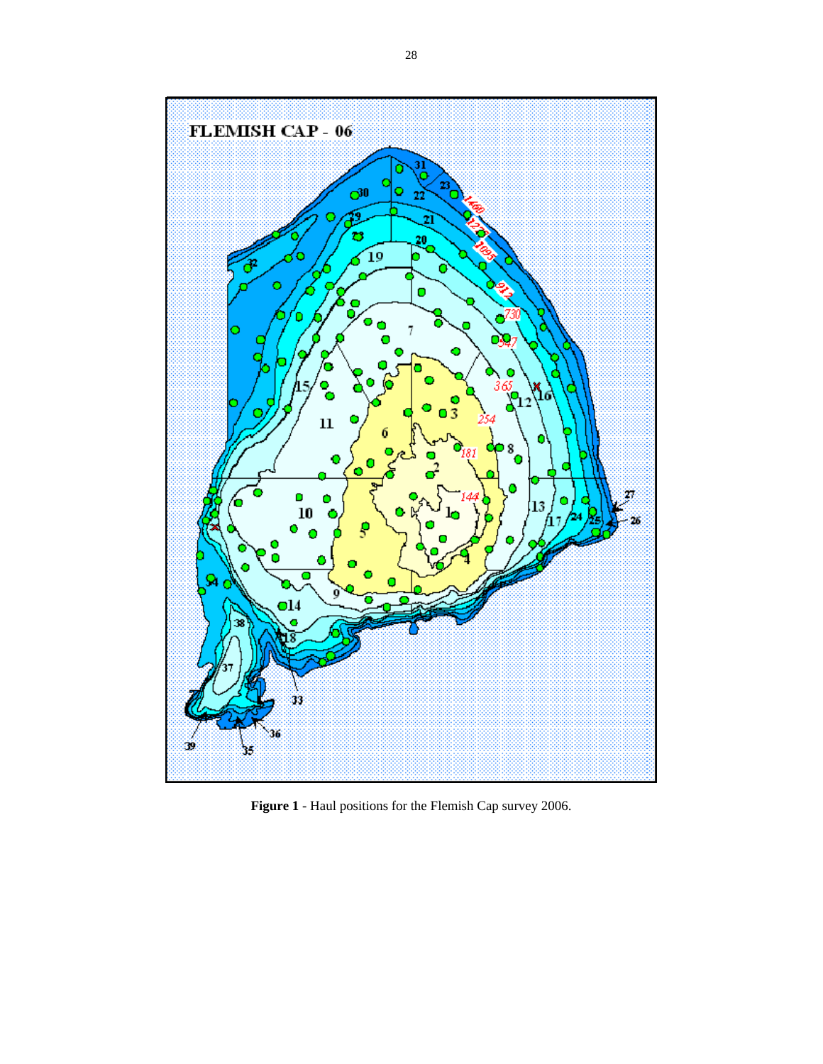**Figure 1** - Haul positions for the Flemish Cap survey 2006.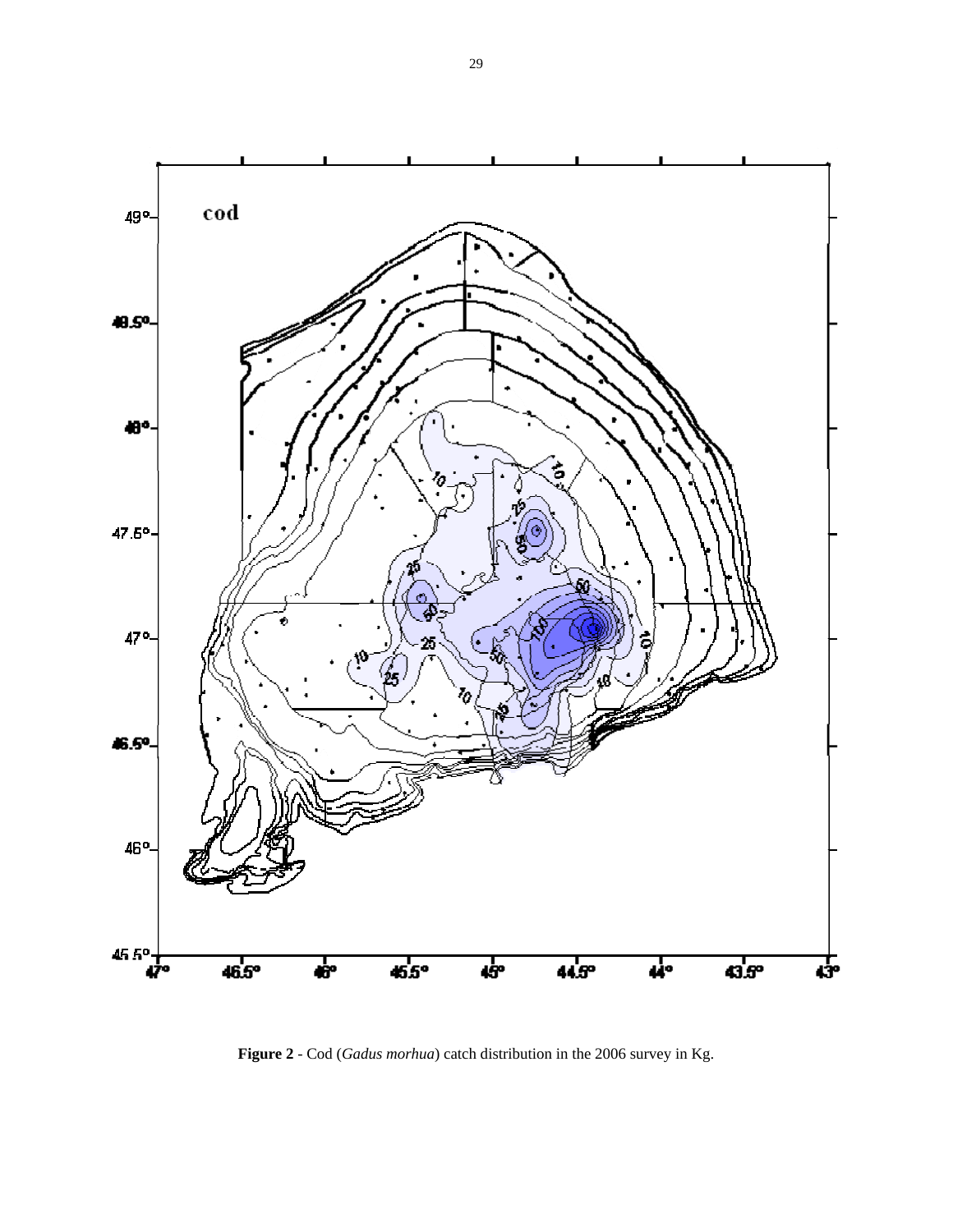**Figure 2** - Cod (*Gadus morhua*) catch distribution in the 2006 survey in Kg.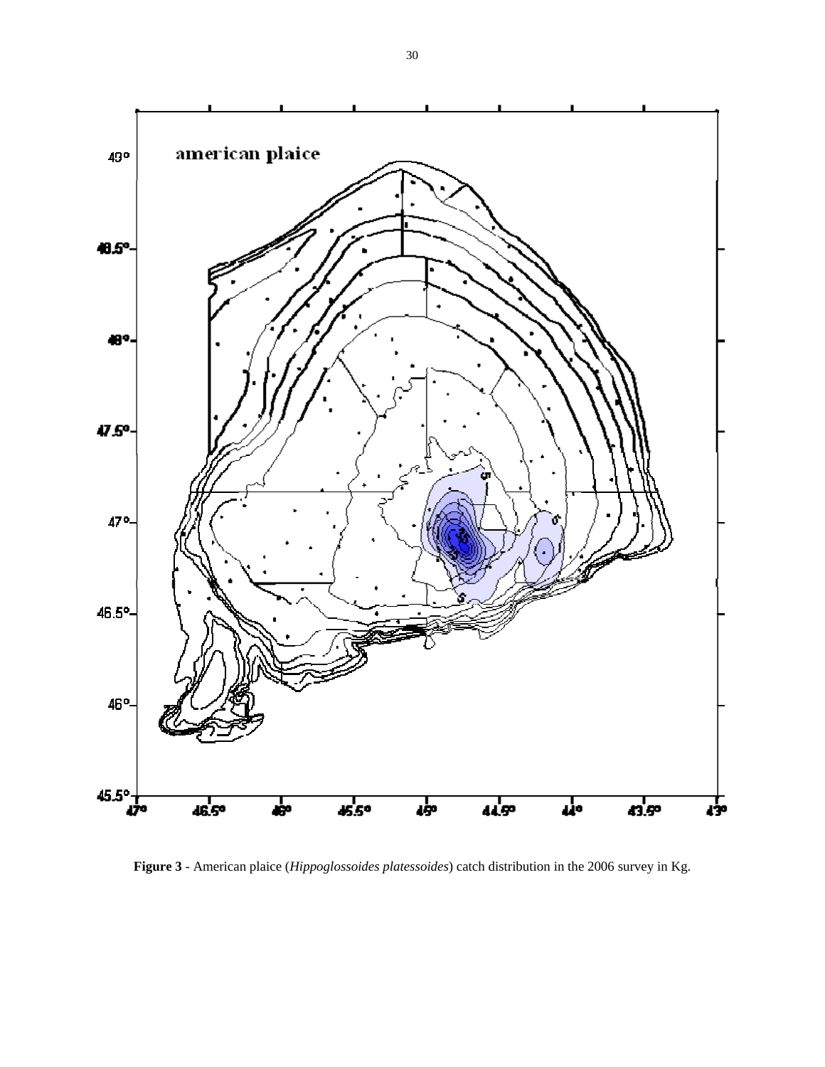**Figure 3** - American plaice (*Hippoglossoides platessoides*) catch distribution in the 2006 survey in Kg.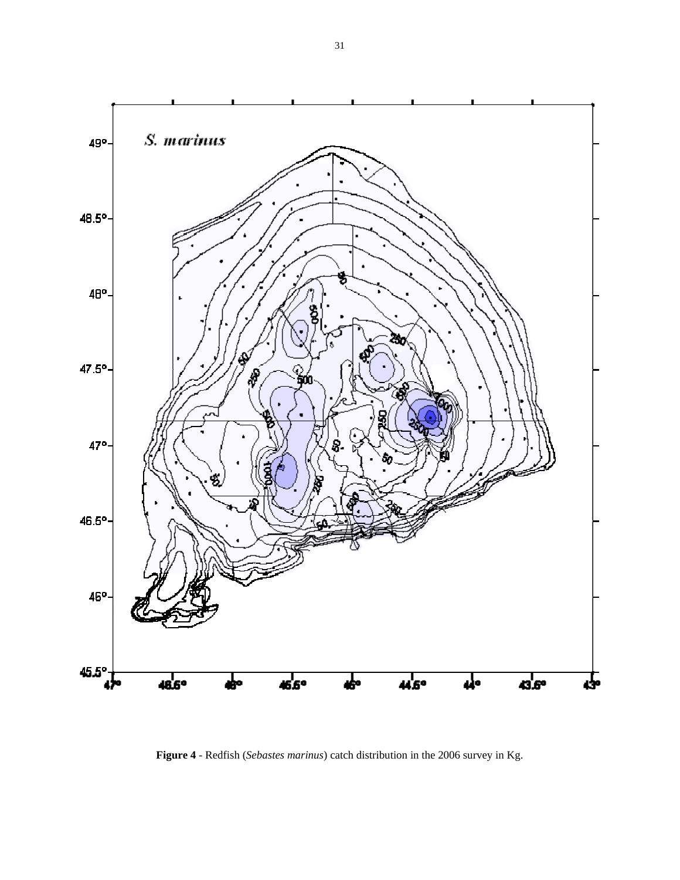**Figure 4** - Redfish (*Sebastes marinus*) catch distribution in the 2006 survey in Kg.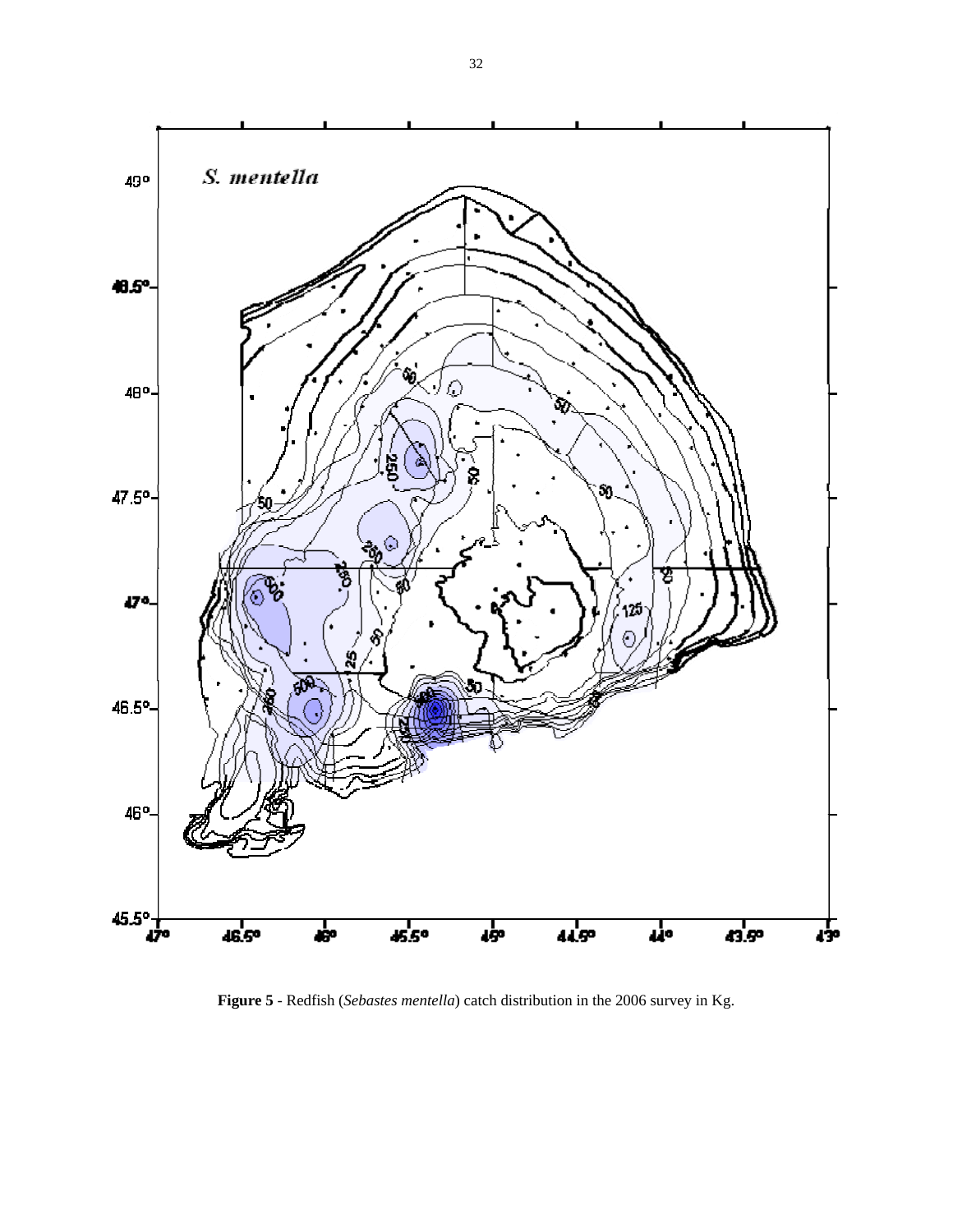**Figure 5** - Redfish (*Sebastes mentella*) catch distribution in the 2006 survey in Kg.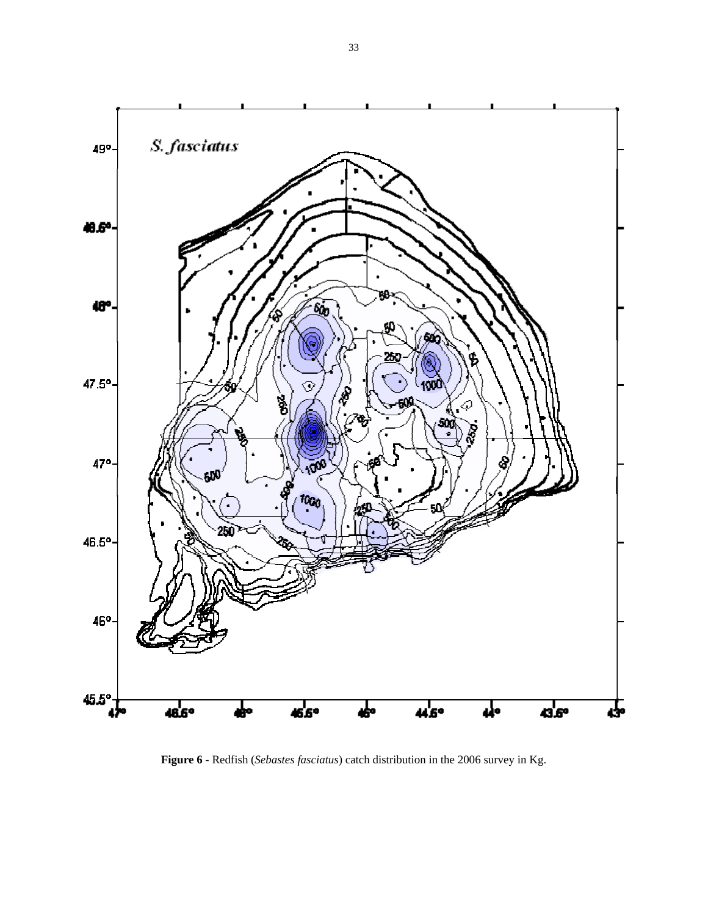**Figure 6** - Redfish (*Sebastes fasciatus*) catch distribution in the 2006 survey in Kg.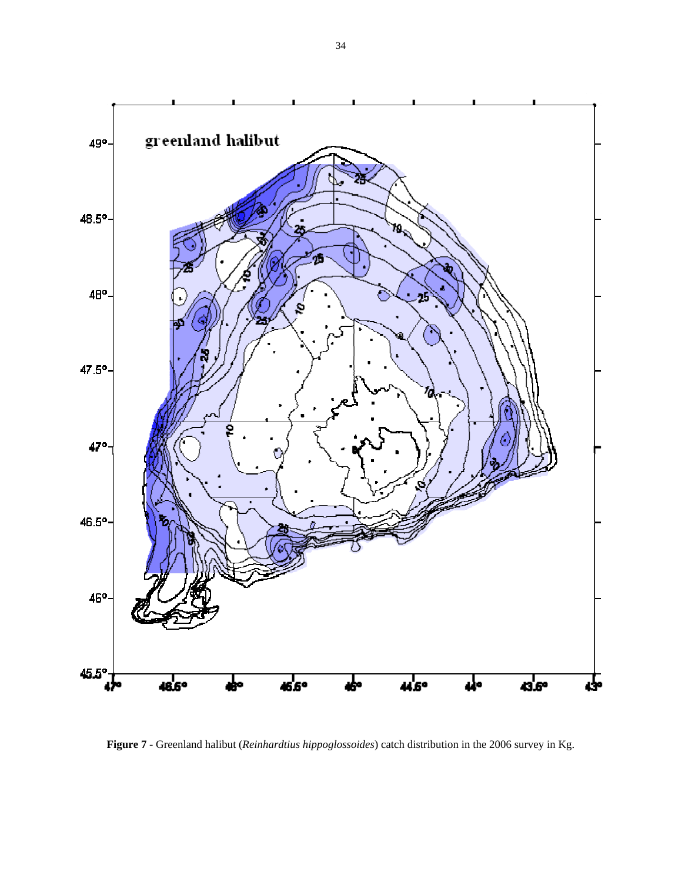greenland halibut

49°

48.5°

48°

47.5°

47°

46.5°

46°

45.5°

47° 46.5° 46° 45.5° 45° 44.5° 44° 43.5° 43°

**Figure 7** - Greenland halibut (*Reinhardtius hippoglossoides*) catch distribution in the 2006 survey in Kg.